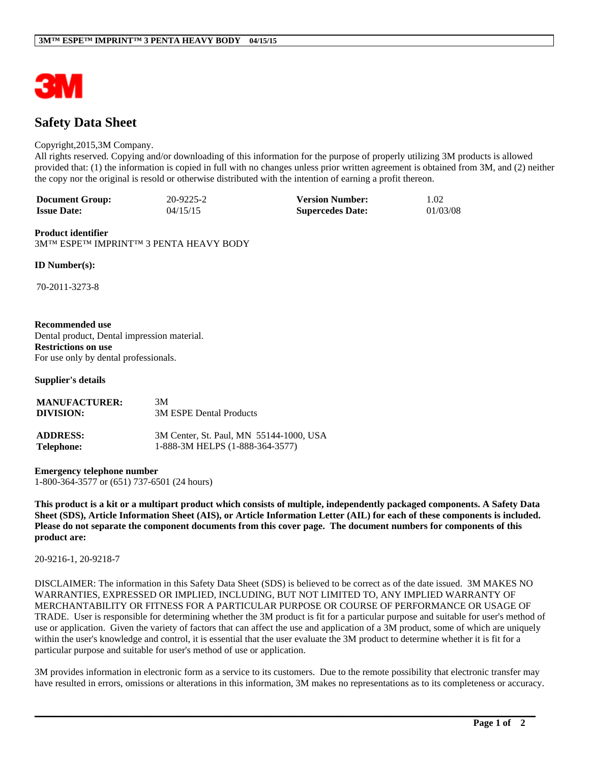# Safety Data Sheet

Copyright,2015,3M Company.
All rights reserved. Copying and/or downloading of this information for the purpose of properly utilizing 3M products is allowed provided that: (1) the information is copied in full with no changes unless prior written agreement is obtained from 3M, and (2) neither the copy nor the original is resold or otherwise distributed with the intention of earning a profit thereon.

| | | | |
|---|---|---|---|
| **Document Group:** | 20-9225-2 | **Version Number:** | 1.02 |
| **Issue Date:** | 04/15/15 | **Supercedes Date:** | 01/03/08 |

**Product identifier**
3M™ ESPE™ IMPRINT™ 3 PENTA HEAVY BODY

**ID Number(s):**

70-2011-3273-8

**Recommended use**
Dental product, Dental impression material.
**Restrictions on use**
For use only by dental professionals.

**Supplier's details**

| | |
|---|---|
| **MANUFACTURER:** | 3M |
| **DIVISION:** | 3M ESPE Dental Products |
| **ADDRESS:** | 3M Center, St. Paul, MN 55144-1000, USA |
| **Telephone:** | 1-888-3M HELPS (1-888-364-3577) |

**Emergency telephone number**
1-800-364-3577 or (651) 737-6501 (24 hours)

**This product is a kit or a multipart product which consists of multiple, independently packaged components. A Safety Data Sheet (SDS), Article Information Sheet (AIS), or Article Information Letter (AIL) for each of these components is included. Please do not separate the component documents from this cover page. The document numbers for components of this product are:**

20-9216-1, 20-9218-7

DISCLAIMER: The information in this Safety Data Sheet (SDS) is believed to be correct as of the date issued. 3M MAKES NO WARRANTIES, EXPRESSED OR IMPLIED, INCLUDING, BUT NOT LIMITED TO, ANY IMPLIED WARRANTY OF MERCHANTABILITY OR FITNESS FOR A PARTICULAR PURPOSE OR COURSE OF PERFORMANCE OR USAGE OF TRADE. User is responsible for determining whether the 3M product is fit for a particular purpose and suitable for user's method of use or application. Given the variety of factors that can affect the use and application of a 3M product, some of which are uniquely within the user's knowledge and control, it is essential that the user evaluate the 3M product to determine whether it is fit for a particular purpose and suitable for user's method of use or application.

3M provides information in electronic form as a service to its customers. Due to the remote possibility that electronic transfer may have resulted in errors, omissions or alterations in this information, 3M makes no representations as to its completeness or accuracy.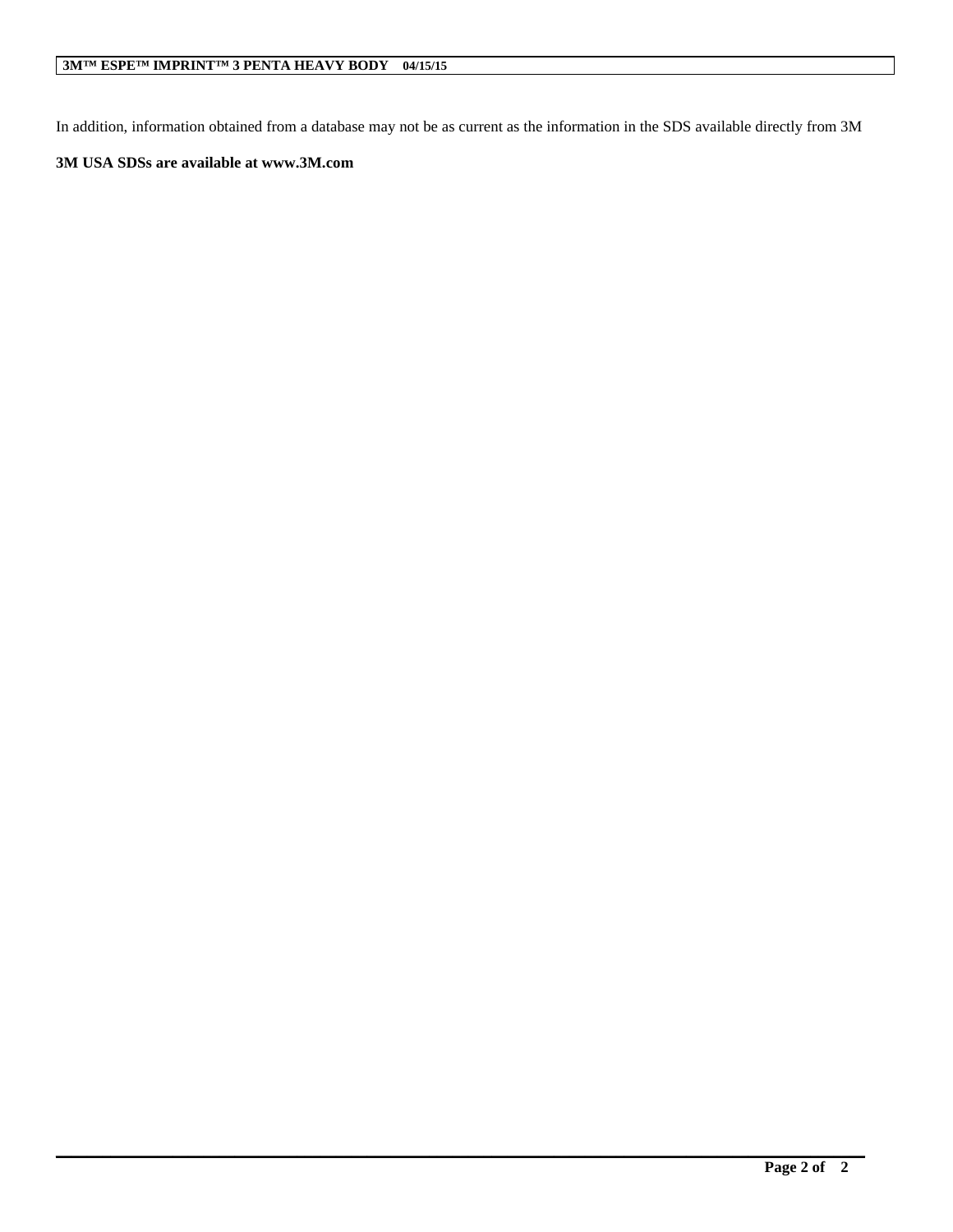In addition, information obtained from a database may not be as current as the information in the SDS available directly from 3M

**3M USA SDSs are available at www.3M.com**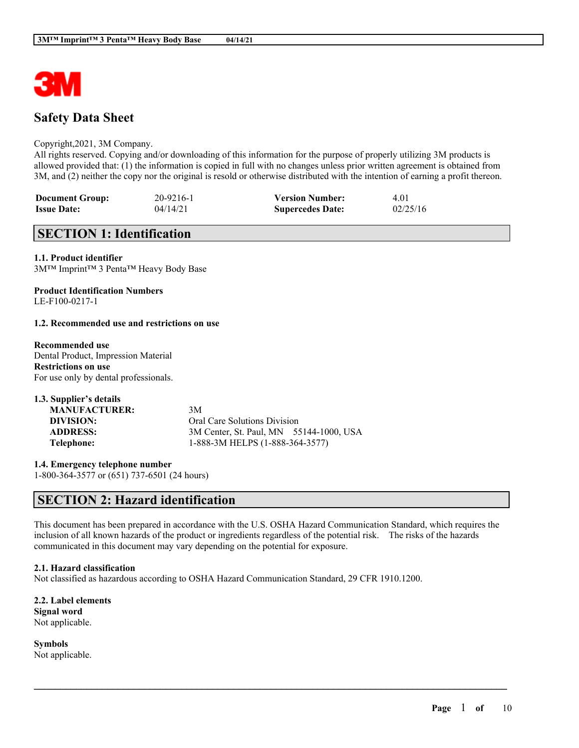# Safety Data Sheet

Copyright,2021, 3M Company.
All rights reserved. Copying and/or downloading of this information for the purpose of properly utilizing 3M products is allowed provided that: (1) the information is copied in full with no changes unless prior written agreement is obtained from 3M, and (2) neither the copy nor the original is resold or otherwise distributed with the intention of earning a profit thereon.

| **Document Group:** | 20-9216-1 | **Version Number:** | 4.01 |
|---|---|---|---|
| **Issue Date:** | 04/14/21 | **Supercedes Date:** | 02/25/16 |

## SECTION 1: Identification

**1.1. Product identifier**
3M™ Imprint™ 3 Penta™ Heavy Body Base

**Product Identification Numbers**
LE-F100-0217-1

**1.2. Recommended use and restrictions on use**

**Recommended use**
Dental Product, Impression Material
**Restrictions on use**
For use only by dental professionals.

**1.3. Supplier's details**

| | |
|---|---|
| **MANUFACTURER:** | 3M |
| **DIVISION:** | Oral Care Solutions Division |
| **ADDRESS:** | 3M Center, St. Paul, MN 55144-1000, USA |
| **Telephone:** | 1-888-3M HELPS (1-888-364-3577) |

**1.4. Emergency telephone number**
1-800-364-3577 or (651) 737-6501 (24 hours)

## SECTION 2: Hazard identification

This document has been prepared in accordance with the U.S. OSHA Hazard Communication Standard, which requires the inclusion of all known hazards of the product or ingredients regardless of the potential risk. The risks of the hazards communicated in this document may vary depending on the potential for exposure.

**2.1. Hazard classification**
Not classified as hazardous according to OSHA Hazard Communication Standard, 29 CFR 1910.1200.

**2.2. Label elements**
**Signal word**
Not applicable.

**Symbols**
Not applicable.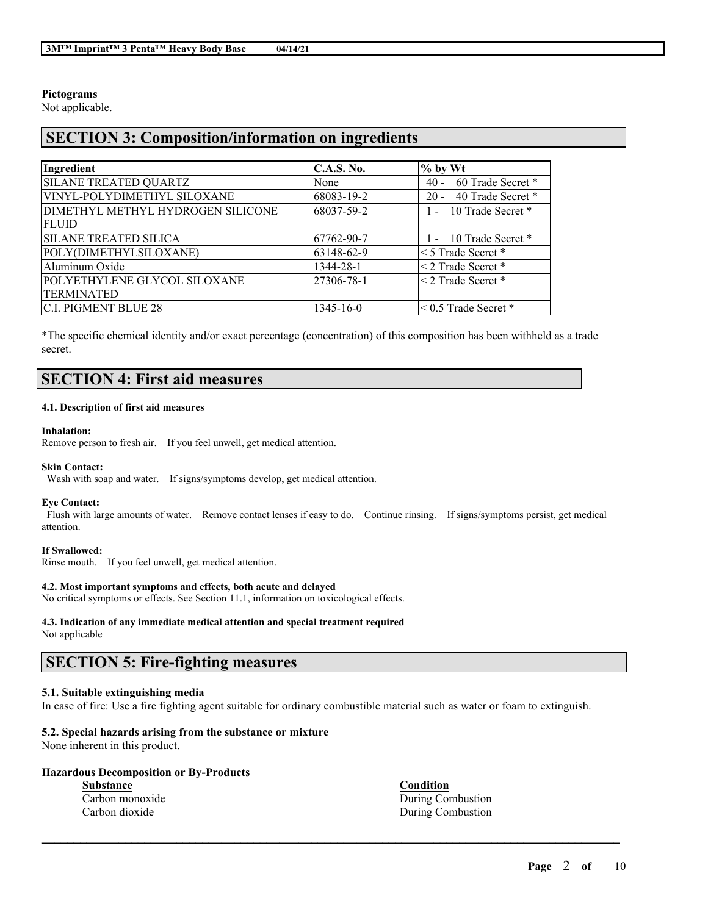**Pictograms**
Not applicable.

## SECTION 3: Composition/information on ingredients

| Ingredient | C.A.S. No. | % by Wt |
|---|---|---|
| SILANE TREATED QUARTZ | None | 40 - 60 Trade Secret * |
| VINYL-POLYDIMETHYL SILOXANE | 68083-19-2 | 20 - 40 Trade Secret * |
| DIMETHYL METHYL HYDROGEN SILICONE FLUID | 68037-59-2 | 1 - 10 Trade Secret * |
| SILANE TREATED SILICA | 67762-90-7 | 1 - 10 Trade Secret * |
| POLY(DIMETHYLSILOXANE) | 63148-62-9 | < 5 Trade Secret * |
| Aluminum Oxide | 1344-28-1 | < 2 Trade Secret * |
| POLYETHYLENE GLYCOL SILOXANE TERMINATED | 27306-78-1 | < 2 Trade Secret * |
| C.I. PIGMENT BLUE 28 | 1345-16-0 | < 0.5 Trade Secret * |

*The specific chemical identity and/or exact percentage (concentration) of this composition has been withheld as a trade secret.

## SECTION 4: First aid measures

#### 4.1. Description of first aid measures

**Inhalation:**
Remove person to fresh air. If you feel unwell, get medical attention.

**Skin Contact:**
Wash with soap and water. If signs/symptoms develop, get medical attention.

**Eye Contact:**
Flush with large amounts of water. Remove contact lenses if easy to do. Continue rinsing. If signs/symptoms persist, get medical attention.

**If Swallowed:**
Rinse mouth. If you feel unwell, get medical attention.

#### 4.2. Most important symptoms and effects, both acute and delayed
No critical symptoms or effects. See Section 11.1, information on toxicological effects.

#### 4.3. Indication of any immediate medical attention and special treatment required
Not applicable

## SECTION 5: Fire-fighting measures

### 5.1. Suitable extinguishing media
In case of fire: Use a fire fighting agent suitable for ordinary combustible material such as water or foam to extinguish.

### 5.2. Special hazards arising from the substance or mixture
None inherent in this product.

**Hazardous Decomposition or By-Products**

| Substance | Condition |
|---|---|
| Carbon monoxide | During Combustion |
| Carbon dioxide | During Combustion |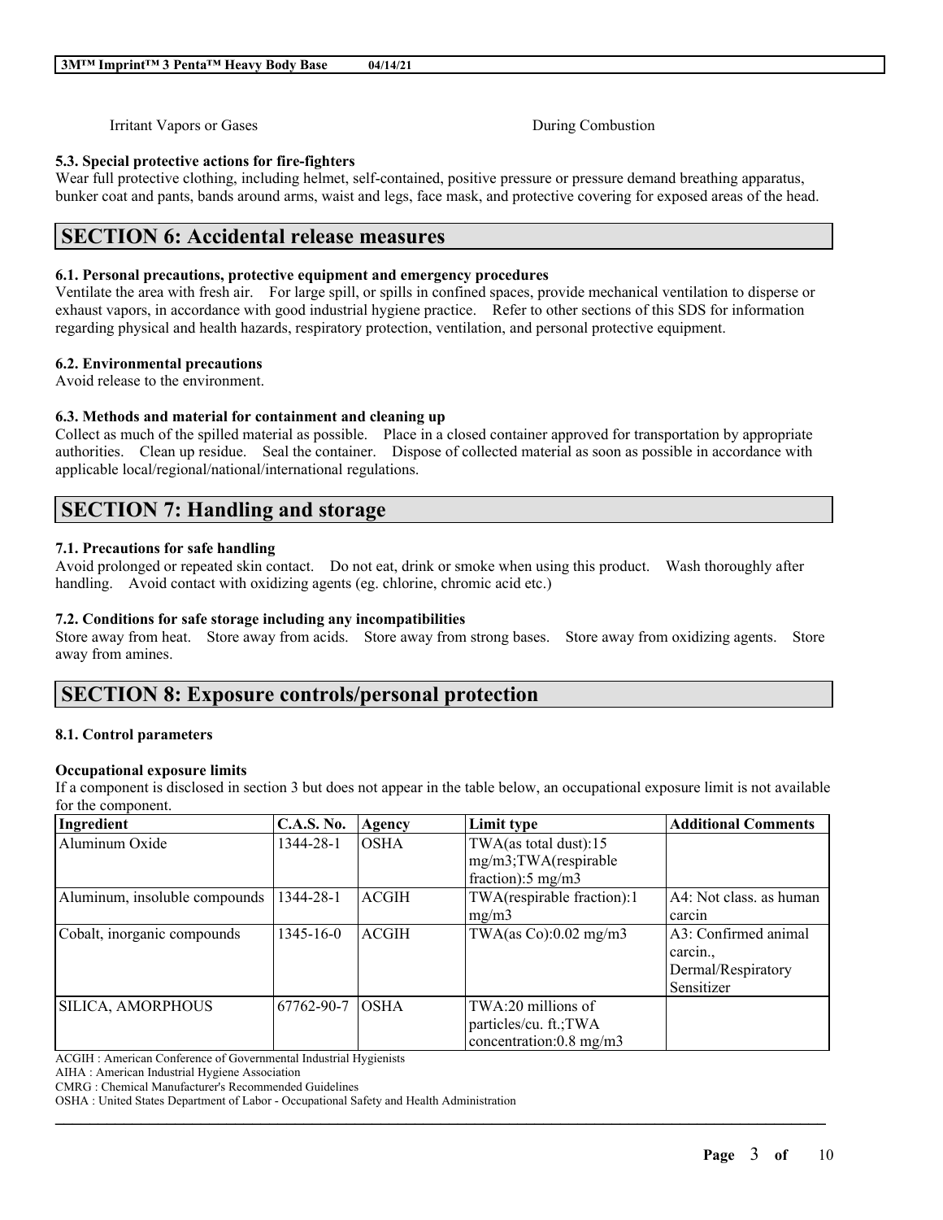| Irritant Vapors or Gases | During Combustion |
| --- | --- |

### 5.3. Special protective actions for fire-fighters

Wear full protective clothing, including helmet, self-contained, positive pressure or pressure demand breathing apparatus, bunker coat and pants, bands around arms, waist and legs, face mask, and protective covering for exposed areas of the head.

## SECTION 6: Accidental release measures

### 6.1. Personal precautions, protective equipment and emergency procedures

Ventilate the area with fresh air. For large spill, or spills in confined spaces, provide mechanical ventilation to disperse or exhaust vapors, in accordance with good industrial hygiene practice. Refer to other sections of this SDS for information regarding physical and health hazards, respiratory protection, ventilation, and personal protective equipment.

### 6.2. Environmental precautions

Avoid release to the environment.

### 6.3. Methods and material for containment and cleaning up

Collect as much of the spilled material as possible. Place in a closed container approved for transportation by appropriate authorities. Clean up residue. Seal the container. Dispose of collected material as soon as possible in accordance with applicable local/regional/national/international regulations.

## SECTION 7: Handling and storage

### 7.1. Precautions for safe handling

Avoid prolonged or repeated skin contact. Do not eat, drink or smoke when using this product. Wash thoroughly after handling. Avoid contact with oxidizing agents (eg. chlorine, chromic acid etc.)

### 7.2. Conditions for safe storage including any incompatibilities

Store away from heat. Store away from acids. Store away from strong bases. Store away from oxidizing agents. Store away from amines.

## SECTION 8: Exposure controls/personal protection

### 8.1. Control parameters

**Occupational exposure limits**

If a component is disclosed in section 3 but does not appear in the table below, an occupational exposure limit is not available for the component.

| Ingredient | C.A.S. No. | Agency | Limit type | Additional Comments |
| --- | --- | --- | --- | --- |
| Aluminum Oxide | 1344-28-1 | OSHA | TWA(as total dust):15 mg/m3;TWA(respirable fraction):5 mg/m3 | |
| Aluminum, insoluble compounds | 1344-28-1 | ACGIH | TWA(respirable fraction):1 mg/m3 | A4: Not class. as human carcin |
| Cobalt, inorganic compounds | 1345-16-0 | ACGIH | TWA(as Co):0.02 mg/m3 | A3: Confirmed animal carcin., Dermal/Respiratory Sensitizer |
| SILICA, AMORPHOUS | 67762-90-7 | OSHA | TWA:20 millions of particles/cu. ft.;TWA concentration:0.8 mg/m3 | |

ACGIH : American Conference of Governmental Industrial Hygienists
AIHA : American Industrial Hygiene Association
CMRG : Chemical Manufacturer's Recommended Guidelines
OSHA : United States Department of Labor - Occupational Safety and Health Administration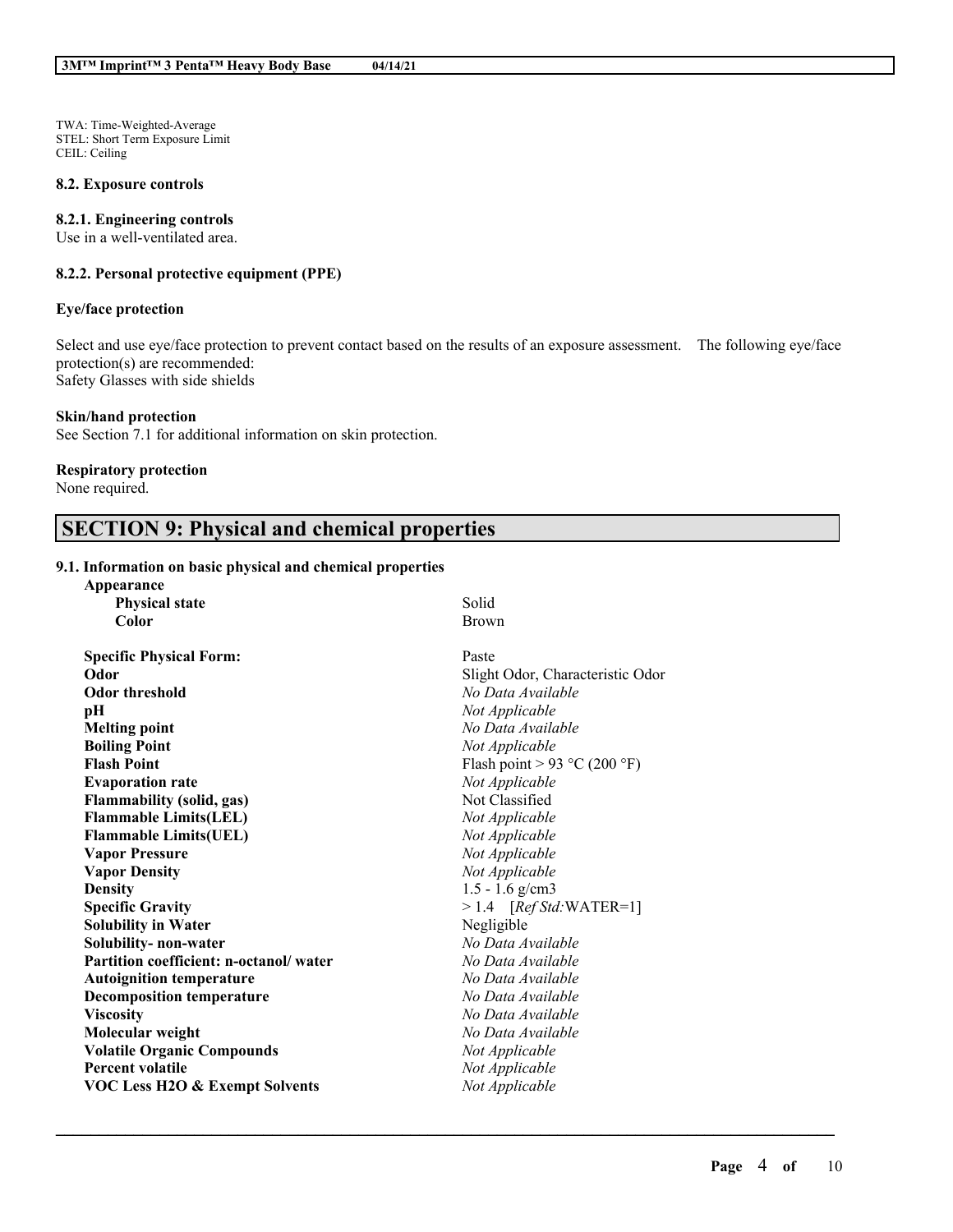TWA: Time-Weighted-Average
STEL: Short Term Exposure Limit
CEIL: Ceiling

### 8.2. Exposure controls

#### 8.2.1. Engineering controls

Use in a well-ventilated area.

#### 8.2.2. Personal protective equipment (PPE)

**Eye/face protection**

Select and use eye/face protection to prevent contact based on the results of an exposure assessment. The following eye/face protection(s) are recommended:
Safety Glasses with side shields

**Skin/hand protection**

See Section 7.1 for additional information on skin protection.

**Respiratory protection**

None required.

## SECTION 9: Physical and chemical properties

### 9.1. Information on basic physical and chemical properties

| Property | Value |
|---|---|
| **Appearance** | |
| **Physical state** | Solid |
| **Color** | Brown |
| **Specific Physical Form:** | Paste |
| **Odor** | Slight Odor, Characteristic Odor |
| **Odor threshold** | *No Data Available* |
| **pH** | *Not Applicable* |
| **Melting point** | *No Data Available* |
| **Boiling Point** | *Not Applicable* |
| **Flash Point** | Flash point > 93 °C (200 °F) |
| **Evaporation rate** | *Not Applicable* |
| **Flammability (solid, gas)** | Not Classified |
| **Flammable Limits(LEL)** | *Not Applicable* |
| **Flammable Limits(UEL)** | *Not Applicable* |
| **Vapor Pressure** | *Not Applicable* |
| **Vapor Density** | *Not Applicable* |
| **Density** | 1.5 - 1.6 g/cm3 |
| **Specific Gravity** | > 1.4 [*Ref Std:*WATER=1] |
| **Solubility in Water** | Negligible |
| **Solubility- non-water** | *No Data Available* |
| **Partition coefficient: n-octanol/ water** | *No Data Available* |
| **Autoignition temperature** | *No Data Available* |
| **Decomposition temperature** | *No Data Available* |
| **Viscosity** | *No Data Available* |
| **Molecular weight** | *No Data Available* |
| **Volatile Organic Compounds** | *Not Applicable* |
| **Percent volatile** | *Not Applicable* |
| **VOC Less H2O & Exempt Solvents** | *Not Applicable* |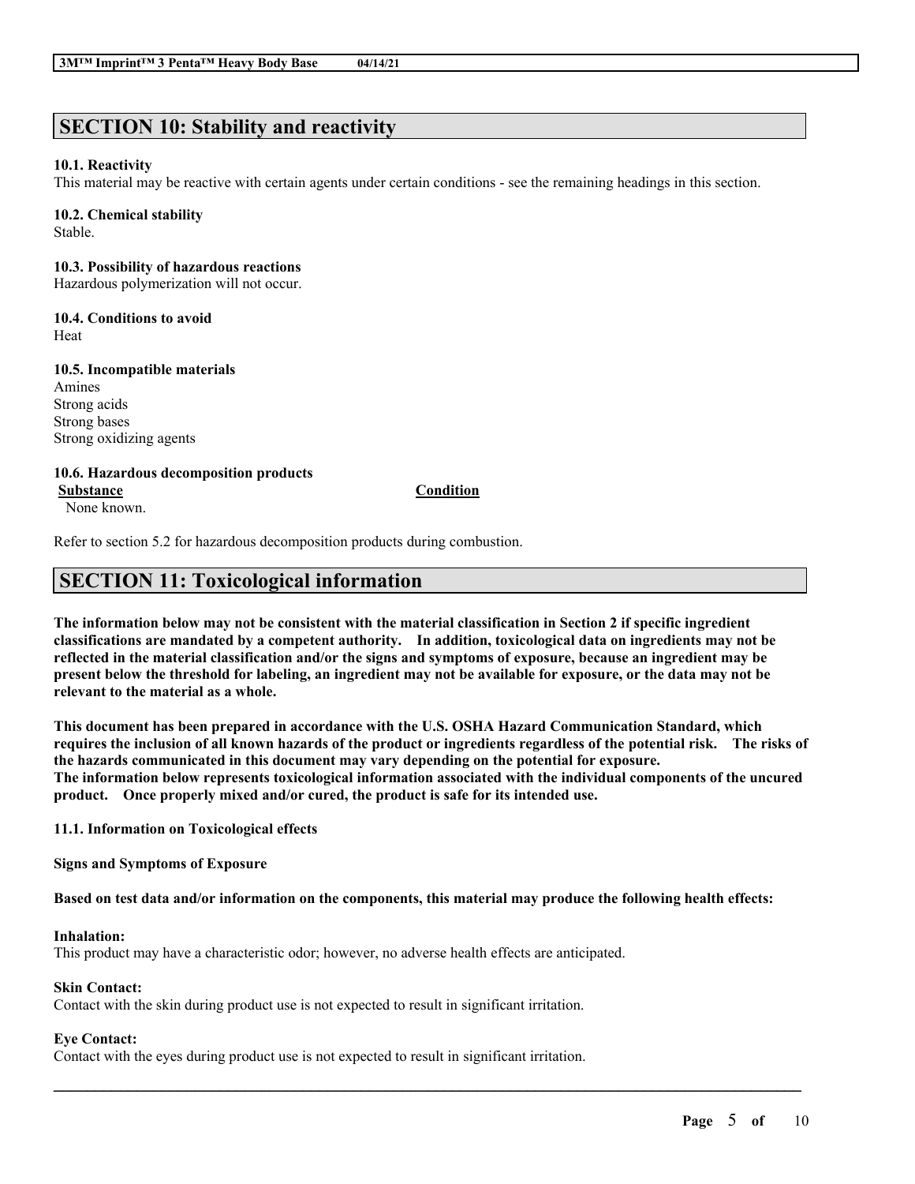## SECTION 10: Stability and reactivity

**10.1. Reactivity**
This material may be reactive with certain agents under certain conditions - see the remaining headings in this section.

**10.2. Chemical stability**
Stable.

**10.3. Possibility of hazardous reactions**
Hazardous polymerization will not occur.

**10.4. Conditions to avoid**
Heat

**10.5. Incompatible materials**
Amines
Strong acids
Strong bases
Strong oxidizing agents

**10.6. Hazardous decomposition products**

| Substance | Condition |
| --- | --- |
| None known. | |

Refer to section 5.2 for hazardous decomposition products during combustion.

## SECTION 11: Toxicological information

**The information below may not be consistent with the material classification in Section 2 if specific ingredient classifications are mandated by a competent authority. In addition, toxicological data on ingredients may not be reflected in the material classification and/or the signs and symptoms of exposure, because an ingredient may be present below the threshold for labeling, an ingredient may not be available for exposure, or the data may not be relevant to the material as a whole.**

**This document has been prepared in accordance with the U.S. OSHA Hazard Communication Standard, which requires the inclusion of all known hazards of the product or ingredients regardless of the potential risk. The risks of the hazards communicated in this document may vary depending on the potential for exposure.**
**The information below represents toxicological information associated with the individual components of the uncured product. Once properly mixed and/or cured, the product is safe for its intended use.**

**11.1. Information on Toxicological effects**

**Signs and Symptoms of Exposure**

**Based on test data and/or information on the components, this material may produce the following health effects:**

**Inhalation:**
This product may have a characteristic odor; however, no adverse health effects are anticipated.

**Skin Contact:**
Contact with the skin during product use is not expected to result in significant irritation.

**Eye Contact:**
Contact with the eyes during product use is not expected to result in significant irritation.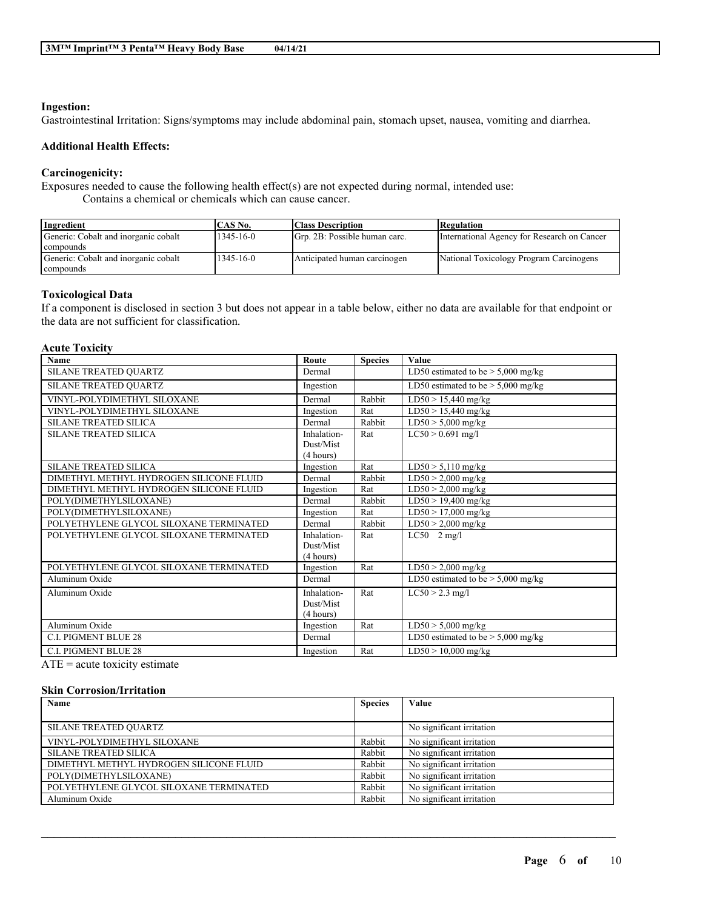**Ingestion:**
Gastrointestinal Irritation: Signs/symptoms may include abdominal pain, stomach upset, nausea, vomiting and diarrhea.

**Additional Health Effects:**

**Carcinogenicity:**
Exposures needed to cause the following health effect(s) are not expected during normal, intended use:
Contains a chemical or chemicals which can cause cancer.

| Ingredient | CAS No. | Class Description | Regulation |
|---|---|---|---|
| Generic: Cobalt and inorganic cobalt compounds | 1345-16-0 | Grp. 2B: Possible human carc. | International Agency for Research on Cancer |
| Generic: Cobalt and inorganic cobalt compounds | 1345-16-0 | Anticipated human carcinogen | National Toxicology Program Carcinogens |

**Toxicological Data**
If a component is disclosed in section 3 but does not appear in a table below, either no data are available for that endpoint or the data are not sufficient for classification.

**Acute Toxicity**

| Name | Route | Species | Value |
|---|---|---|---|
| SILANE TREATED QUARTZ | Dermal | | LD50 estimated to be > 5,000 mg/kg |
| SILANE TREATED QUARTZ | Ingestion | | LD50 estimated to be > 5,000 mg/kg |
| VINYL-POLYDIMETHYL SILOXANE | Dermal | Rabbit | LD50 > 15,440 mg/kg |
| VINYL-POLYDIMETHYL SILOXANE | Ingestion | Rat | LD50 > 15,440 mg/kg |
| SILANE TREATED SILICA | Dermal | Rabbit | LD50 > 5,000 mg/kg |
| SILANE TREATED SILICA | Inhalation-Dust/Mist (4 hours) | Rat | LC50 > 0.691 mg/l |
| SILANE TREATED SILICA | Ingestion | Rat | LD50 > 5,110 mg/kg |
| DIMETHYL METHYL HYDROGEN SILICONE FLUID | Dermal | Rabbit | LD50 > 2,000 mg/kg |
| DIMETHYL METHYL HYDROGEN SILICONE FLUID | Ingestion | Rat | LD50 > 2,000 mg/kg |
| POLY(DIMETHYLSILOXANE) | Dermal | Rabbit | LD50 > 19,400 mg/kg |
| POLY(DIMETHYLSILOXANE) | Ingestion | Rat | LD50 > 17,000 mg/kg |
| POLYETHYLENE GLYCOL SILOXANE TERMINATED | Dermal | Rabbit | LD50 > 2,000 mg/kg |
| POLYETHYLENE GLYCOL SILOXANE TERMINATED | Inhalation-Dust/Mist (4 hours) | Rat | LC50 2 mg/l |
| POLYETHYLENE GLYCOL SILOXANE TERMINATED | Ingestion | Rat | LD50 > 2,000 mg/kg |
| Aluminum Oxide | Dermal | | LD50 estimated to be > 5,000 mg/kg |
| Aluminum Oxide | Inhalation-Dust/Mist (4 hours) | Rat | LC50 > 2.3 mg/l |
| Aluminum Oxide | Ingestion | Rat | LD50 > 5,000 mg/kg |
| C.I. PIGMENT BLUE 28 | Dermal | | LD50 estimated to be > 5,000 mg/kg |
| C.I. PIGMENT BLUE 28 | Ingestion | Rat | LD50 > 10,000 mg/kg |

ATE = acute toxicity estimate

**Skin Corrosion/Irritation**

| Name | Species | Value |
|---|---|---|
| SILANE TREATED QUARTZ | | No significant irritation |
| VINYL-POLYDIMETHYL SILOXANE | Rabbit | No significant irritation |
| SILANE TREATED SILICA | Rabbit | No significant irritation |
| DIMETHYL METHYL HYDROGEN SILICONE FLUID | Rabbit | No significant irritation |
| POLY(DIMETHYLSILOXANE) | Rabbit | No significant irritation |
| POLYETHYLENE GLYCOL SILOXANE TERMINATED | Rabbit | No significant irritation |
| Aluminum Oxide | Rabbit | No significant irritation |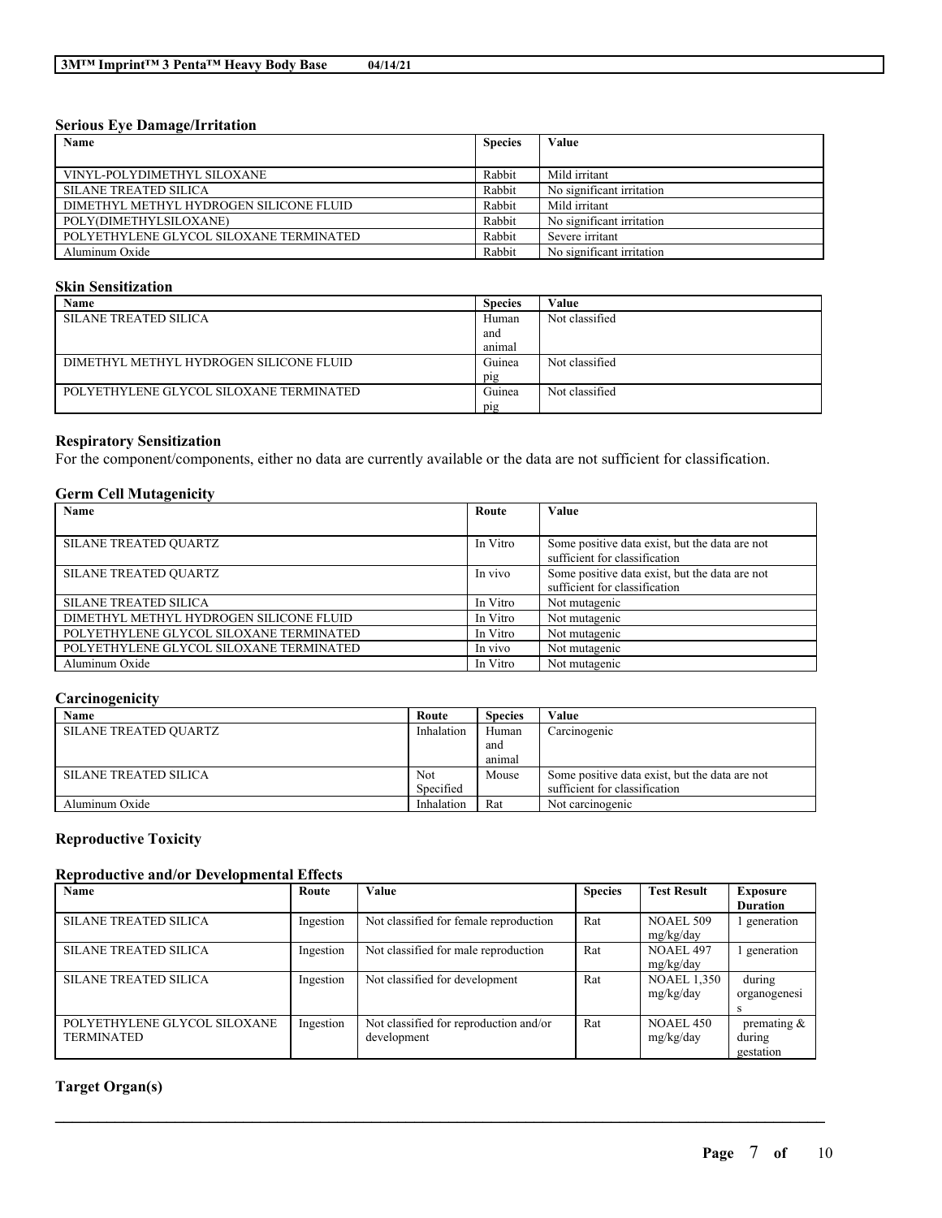### Serious Eye Damage/Irritation

| Name | Species | Value |
|---|---|---|
| VINYL-POLYDIMETHYL SILOXANE | Rabbit | Mild irritant |
| SILANE TREATED SILICA | Rabbit | No significant irritation |
| DIMETHYL METHYL HYDROGEN SILICONE FLUID | Rabbit | Mild irritant |
| POLY(DIMETHYLSILOXANE) | Rabbit | No significant irritation |
| POLYETHYLENE GLYCOL SILOXANE TERMINATED | Rabbit | Severe irritant |
| Aluminum Oxide | Rabbit | No significant irritation |

### Skin Sensitization

| Name | Species | Value |
|---|---|---|
| SILANE TREATED SILICA | Human and animal | Not classified |
| DIMETHYL METHYL HYDROGEN SILICONE FLUID | Guinea pig | Not classified |
| POLYETHYLENE GLYCOL SILOXANE TERMINATED | Guinea pig | Not classified |

### Respiratory Sensitization

For the component/components, either no data are currently available or the data are not sufficient for classification.

### Germ Cell Mutagenicity

| Name | Route | Value |
|---|---|---|
| SILANE TREATED QUARTZ | In Vitro | Some positive data exist, but the data are not sufficient for classification |
| SILANE TREATED QUARTZ | In vivo | Some positive data exist, but the data are not sufficient for classification |
| SILANE TREATED SILICA | In Vitro | Not mutagenic |
| DIMETHYL METHYL HYDROGEN SILICONE FLUID | In Vitro | Not mutagenic |
| POLYETHYLENE GLYCOL SILOXANE TERMINATED | In Vitro | Not mutagenic |
| POLYETHYLENE GLYCOL SILOXANE TERMINATED | In vivo | Not mutagenic |
| Aluminum Oxide | In Vitro | Not mutagenic |

### Carcinogenicity

| Name | Route | Species | Value |
|---|---|---|---|
| SILANE TREATED QUARTZ | Inhalation | Human and animal | Carcinogenic |
| SILANE TREATED SILICA | Not Specified | Mouse | Some positive data exist, but the data are not sufficient for classification |
| Aluminum Oxide | Inhalation | Rat | Not carcinogenic |

### Reproductive Toxicity

### Reproductive and/or Developmental Effects

| Name | Route | Value | Species | Test Result | Exposure Duration |
|---|---|---|---|---|---|
| SILANE TREATED SILICA | Ingestion | Not classified for female reproduction | Rat | NOAEL 509 mg/kg/day | 1 generation |
| SILANE TREATED SILICA | Ingestion | Not classified for male reproduction | Rat | NOAEL 497 mg/kg/day | 1 generation |
| SILANE TREATED SILICA | Ingestion | Not classified for development | Rat | NOAEL 1,350 mg/kg/day | during organogenesis |
| POLYETHYLENE GLYCOL SILOXANE TERMINATED | Ingestion | Not classified for reproduction and/or development | Rat | NOAEL 450 mg/kg/day | premating & during gestation |

### Target Organ(s)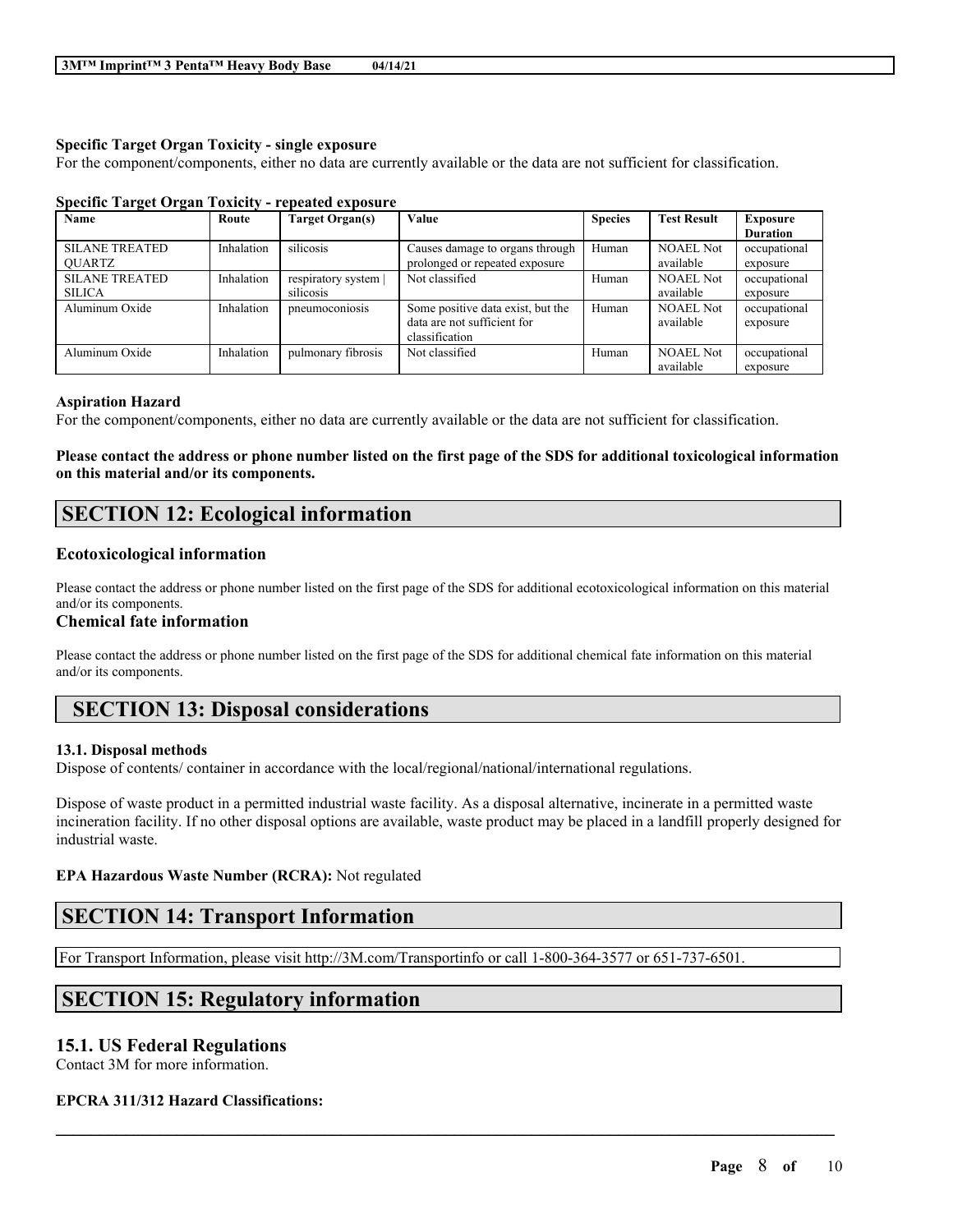**Specific Target Organ Toxicity - single exposure**

For the component/components, either no data are currently available or the data are not sufficient for classification.

**Specific Target Organ Toxicity - repeated exposure**

| Name | Route | Target Organ(s) | Value | Species | Test Result | Exposure Duration |
|---|---|---|---|---|---|---|
| SILANE TREATED QUARTZ | Inhalation | silicosis | Causes damage to organs through prolonged or repeated exposure | Human | NOAEL Not available | occupational exposure |
| SILANE TREATED SILICA | Inhalation | respiratory system \| silicosis | Not classified | Human | NOAEL Not available | occupational exposure |
| Aluminum Oxide | Inhalation | pneumoconiosis | Some positive data exist, but the data are not sufficient for classification | Human | NOAEL Not available | occupational exposure |
| Aluminum Oxide | Inhalation | pulmonary fibrosis | Not classified | Human | NOAEL Not available | occupational exposure |

**Aspiration Hazard**

For the component/components, either no data are currently available or the data are not sufficient for classification.

**Please contact the address or phone number listed on the first page of the SDS for additional toxicological information on this material and/or its components.**

## SECTION 12: Ecological information

### Ecotoxicological information

Please contact the address or phone number listed on the first page of the SDS for additional ecotoxicological information on this material and/or its components.

### Chemical fate information

Please contact the address or phone number listed on the first page of the SDS for additional chemical fate information on this material and/or its components.

## SECTION 13: Disposal considerations

**13.1. Disposal methods**

Dispose of contents/ container in accordance with the local/regional/national/international regulations.

Dispose of waste product in a permitted industrial waste facility. As a disposal alternative, incinerate in a permitted waste incineration facility. If no other disposal options are available, waste product may be placed in a landfill properly designed for industrial waste.

**EPA Hazardous Waste Number (RCRA):** Not regulated

## SECTION 14: Transport Information

For Transport Information, please visit http://3M.com/Transportinfo or call 1-800-364-3577 or 651-737-6501.

## SECTION 15: Regulatory information

### 15.1. US Federal Regulations

Contact 3M for more information.

**EPCRA 311/312 Hazard Classifications:**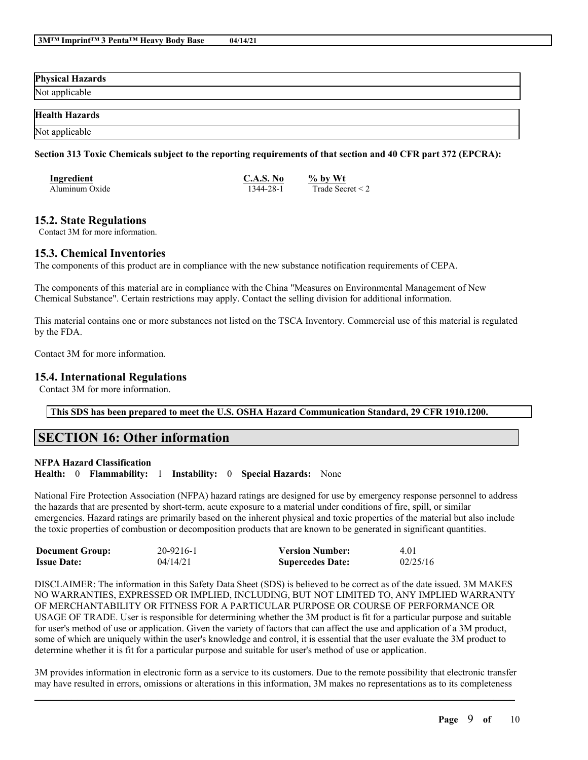| Physical Hazards |
| --- |
| Not applicable |

| Health Hazards |
| --- |
| Not applicable |

**Section 313 Toxic Chemicals subject to the reporting requirements of that section and 40 CFR part 372 (EPCRA):**

| Ingredient | C.A.S. No | % by Wt |
| --- | --- | --- |
| Aluminum Oxide | 1344-28-1 | Trade Secret < 2 |

## 15.2. State Regulations

Contact 3M for more information.

## 15.3. Chemical Inventories

The components of this product are in compliance with the new substance notification requirements of CEPA.

The components of this material are in compliance with the China "Measures on Environmental Management of New Chemical Substance". Certain restrictions may apply. Contact the selling division for additional information.

This material contains one or more substances not listed on the TSCA Inventory. Commercial use of this material is regulated by the FDA.

Contact 3M for more information.

## 15.4. International Regulations

Contact 3M for more information.

**This SDS has been prepared to meet the U.S. OSHA Hazard Communication Standard, 29 CFR 1910.1200.**

# SECTION 16: Other information

**NFPA Hazard Classification**

**Health:** 0 **Flammability:** 1 **Instability:** 0 **Special Hazards:** None

National Fire Protection Association (NFPA) hazard ratings are designed for use by emergency response personnel to address the hazards that are presented by short-term, acute exposure to a material under conditions of fire, spill, or similar emergencies. Hazard ratings are primarily based on the inherent physical and toxic properties of the material but also include the toxic properties of combustion or decomposition products that are known to be generated in significant quantities.

| | | | |
| --- | --- | --- | --- |
| **Document Group:** | 20-9216-1 | **Version Number:** | 4.01 |
| **Issue Date:** | 04/14/21 | **Supercedes Date:** | 02/25/16 |

DISCLAIMER: The information in this Safety Data Sheet (SDS) is believed to be correct as of the date issued. 3M MAKES NO WARRANTIES, EXPRESSED OR IMPLIED, INCLUDING, BUT NOT LIMITED TO, ANY IMPLIED WARRANTY OF MERCHANTABILITY OR FITNESS FOR A PARTICULAR PURPOSE OR COURSE OF PERFORMANCE OR USAGE OF TRADE. User is responsible for determining whether the 3M product is fit for a particular purpose and suitable for user's method of use or application. Given the variety of factors that can affect the use and application of a 3M product, some of which are uniquely within the user's knowledge and control, it is essential that the user evaluate the 3M product to determine whether it is fit for a particular purpose and suitable for user's method of use or application.

3M provides information in electronic form as a service to its customers. Due to the remote possibility that electronic transfer may have resulted in errors, omissions or alterations in this information, 3M makes no representations as to its completeness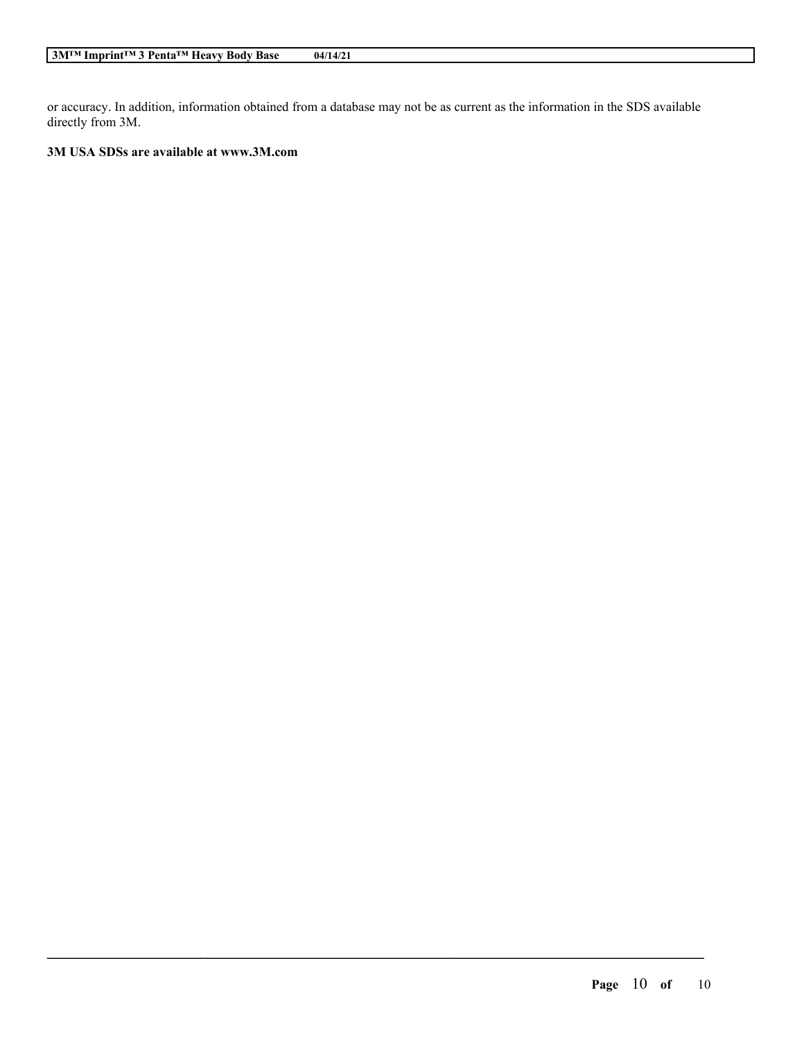or accuracy. In addition, information obtained from a database may not be as current as the information in the SDS available directly from 3M.

**3M USA SDSs are available at www.3M.com**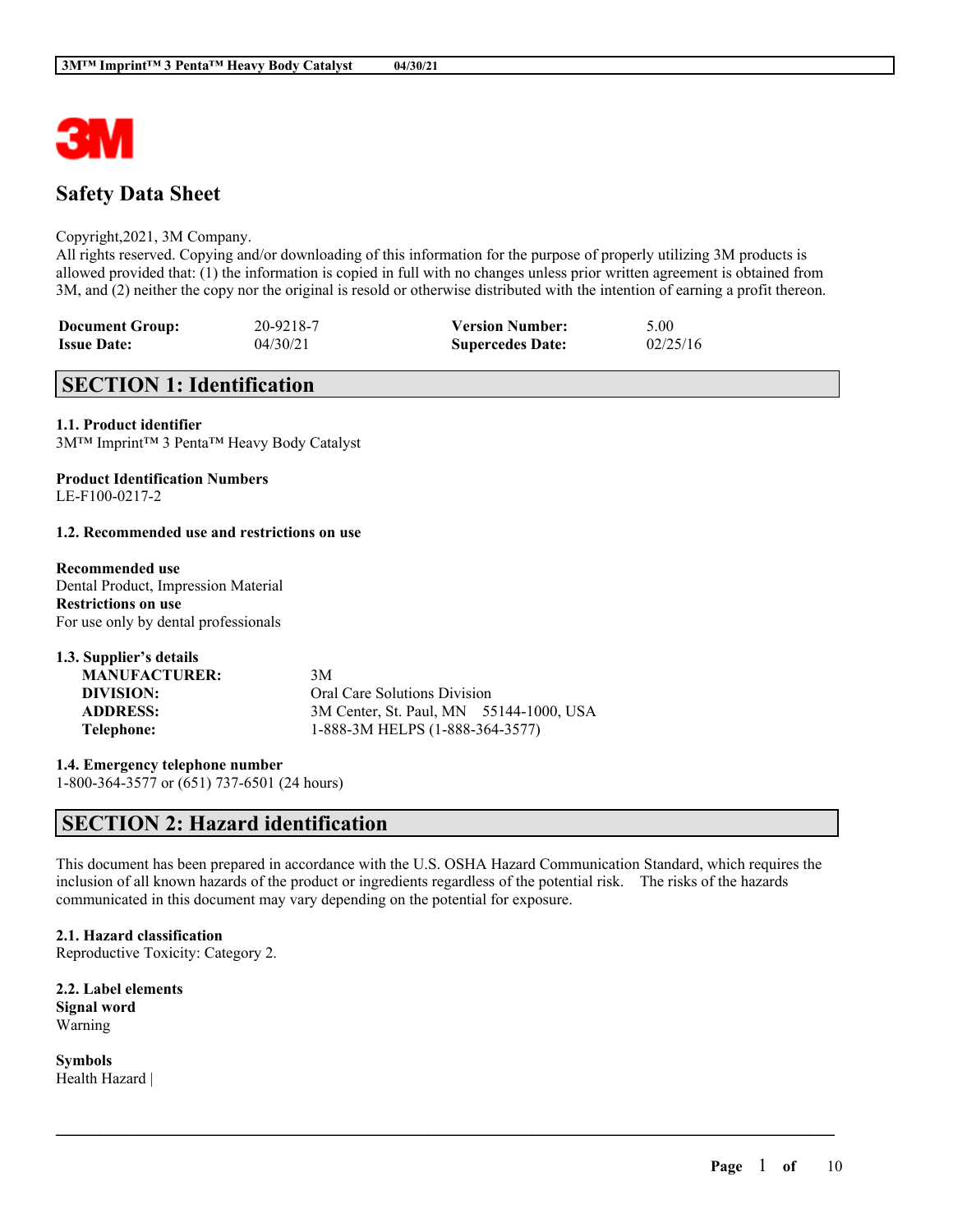# Safety Data Sheet

Copyright,2021, 3M Company.
All rights reserved. Copying and/or downloading of this information for the purpose of properly utilizing 3M products is allowed provided that: (1) the information is copied in full with no changes unless prior written agreement is obtained from 3M, and (2) neither the copy nor the original is resold or otherwise distributed with the intention of earning a profit thereon.

| | | | |
|---|---|---|---|
| **Document Group:** | 20-9218-7 | **Version Number:** | 5.00 |
| **Issue Date:** | 04/30/21 | **Supercedes Date:** | 02/25/16 |

## SECTION 1: Identification

**1.1. Product identifier**
3M™ Imprint™ 3 Penta™ Heavy Body Catalyst

**Product Identification Numbers**
LE-F100-0217-2

**1.2. Recommended use and restrictions on use**

**Recommended use**
Dental Product, Impression Material
**Restrictions on use**
For use only by dental professionals

**1.3. Supplier's details**

| | |
|---|---|
| **MANUFACTURER:** | 3M |
| **DIVISION:** | Oral Care Solutions Division |
| **ADDRESS:** | 3M Center, St. Paul, MN 55144-1000, USA |
| **Telephone:** | 1-888-3M HELPS (1-888-364-3577) |

**1.4. Emergency telephone number**
1-800-364-3577 or (651) 737-6501 (24 hours)

## SECTION 2: Hazard identification

This document has been prepared in accordance with the U.S. OSHA Hazard Communication Standard, which requires the inclusion of all known hazards of the product or ingredients regardless of the potential risk. The risks of the hazards communicated in this document may vary depending on the potential for exposure.

**2.1. Hazard classification**
Reproductive Toxicity: Category 2.

**2.2. Label elements**
**Signal word**
Warning

**Symbols**
Health Hazard |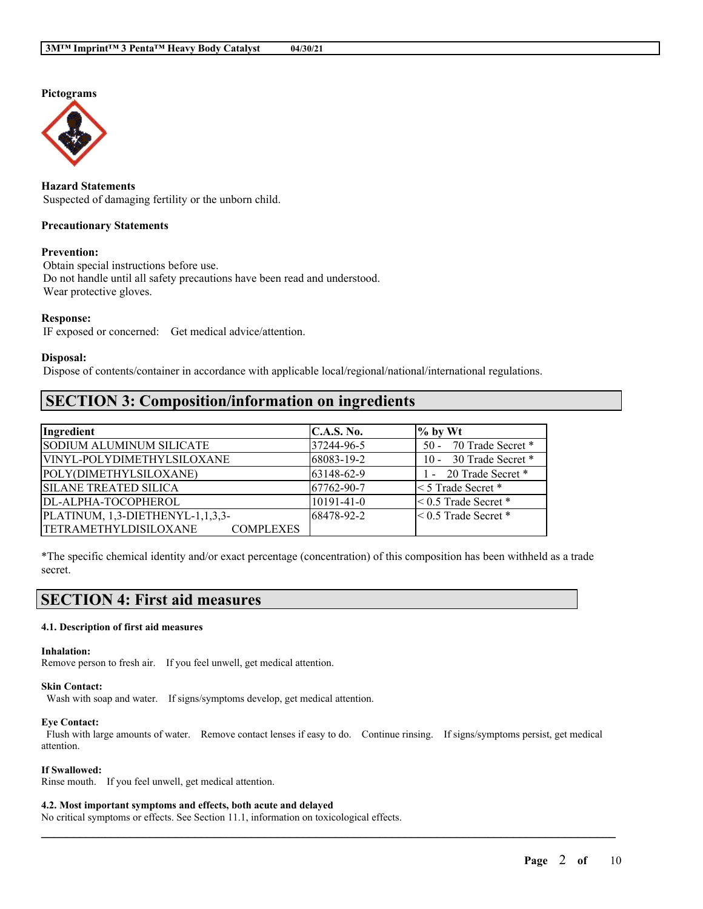**Pictograms**

**Hazard Statements**
Suspected of damaging fertility or the unborn child.

**Precautionary Statements**

**Prevention:**
Obtain special instructions before use.
Do not handle until all safety precautions have been read and understood.
Wear protective gloves.

**Response:**
IF exposed or concerned: Get medical advice/attention.

**Disposal:**
Dispose of contents/container in accordance with applicable local/regional/national/international regulations.

## SECTION 3: Composition/information on ingredients

| Ingredient | C.A.S. No. | % by Wt |
|---|---|---|
| SODIUM ALUMINUM SILICATE | 37244-96-5 | 50 - 70 Trade Secret * |
| VINYL-POLYDIMETHYLSILOXANE | 68083-19-2 | 10 - 30 Trade Secret * |
| POLY(DIMETHYLSILOXANE) | 63148-62-9 | 1 - 20 Trade Secret * |
| SILANE TREATED SILICA | 67762-90-7 | < 5 Trade Secret * |
| DL-ALPHA-TOCOPHEROL | 10191-41-0 | < 0.5 Trade Secret * |
| PLATINUM, 1,3-DIETHENYL-1,1,3,3-TETRAMETHYLDISILOXANE COMPLEXES | 68478-92-2 | < 0.5 Trade Secret * |

*The specific chemical identity and/or exact percentage (concentration) of this composition has been withheld as a trade secret.

## SECTION 4: First aid measures

**4.1. Description of first aid measures**

**Inhalation:**
Remove person to fresh air. If you feel unwell, get medical attention.

**Skin Contact:**
Wash with soap and water. If signs/symptoms develop, get medical attention.

**Eye Contact:**
Flush with large amounts of water. Remove contact lenses if easy to do. Continue rinsing. If signs/symptoms persist, get medical attention.

**If Swallowed:**
Rinse mouth. If you feel unwell, get medical attention.

**4.2. Most important symptoms and effects, both acute and delayed**
No critical symptoms or effects. See Section 11.1, information on toxicological effects.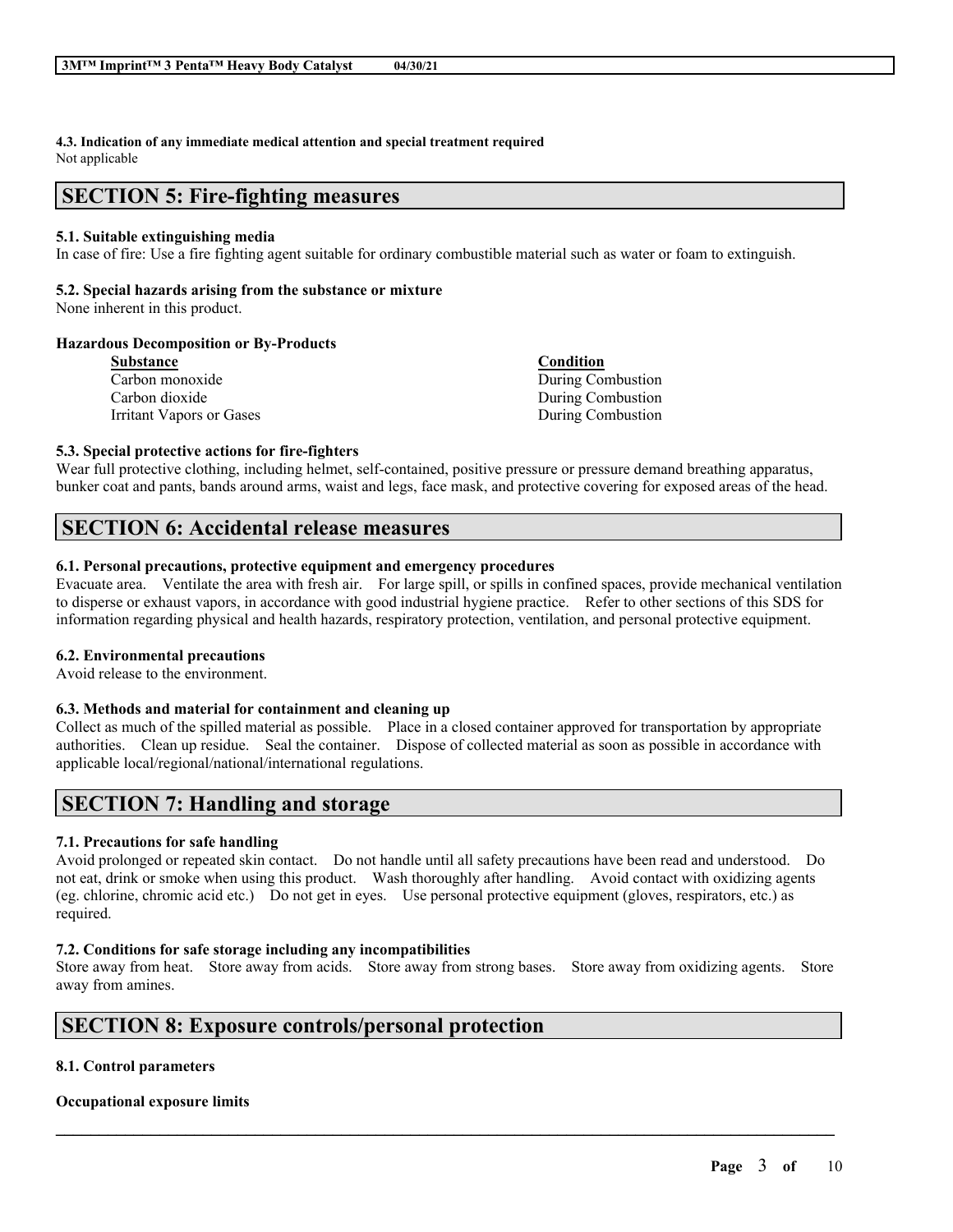**4.3. Indication of any immediate medical attention and special treatment required**
Not applicable

## SECTION 5: Fire-fighting measures

**5.1. Suitable extinguishing media**
In case of fire: Use a fire fighting agent suitable for ordinary combustible material such as water or foam to extinguish.

**5.2. Special hazards arising from the substance or mixture**
None inherent in this product.

**Hazardous Decomposition or By-Products**

| Substance | Condition |
|---|---|
| Carbon monoxide | During Combustion |
| Carbon dioxide | During Combustion |
| Irritant Vapors or Gases | During Combustion |

**5.3. Special protective actions for fire-fighters**
Wear full protective clothing, including helmet, self-contained, positive pressure or pressure demand breathing apparatus, bunker coat and pants, bands around arms, waist and legs, face mask, and protective covering for exposed areas of the head.

## SECTION 6: Accidental release measures

**6.1. Personal precautions, protective equipment and emergency procedures**
Evacuate area. Ventilate the area with fresh air. For large spill, or spills in confined spaces, provide mechanical ventilation to disperse or exhaust vapors, in accordance with good industrial hygiene practice. Refer to other sections of this SDS for information regarding physical and health hazards, respiratory protection, ventilation, and personal protective equipment.

**6.2. Environmental precautions**
Avoid release to the environment.

**6.3. Methods and material for containment and cleaning up**
Collect as much of the spilled material as possible. Place in a closed container approved for transportation by appropriate authorities. Clean up residue. Seal the container. Dispose of collected material as soon as possible in accordance with applicable local/regional/national/international regulations.

## SECTION 7: Handling and storage

**7.1. Precautions for safe handling**
Avoid prolonged or repeated skin contact. Do not handle until all safety precautions have been read and understood. Do not eat, drink or smoke when using this product. Wash thoroughly after handling. Avoid contact with oxidizing agents (eg. chlorine, chromic acid etc.) Do not get in eyes. Use personal protective equipment (gloves, respirators, etc.) as required.

**7.2. Conditions for safe storage including any incompatibilities**
Store away from heat. Store away from acids. Store away from strong bases. Store away from oxidizing agents. Store away from amines.

## SECTION 8: Exposure controls/personal protection

**8.1. Control parameters**

**Occupational exposure limits**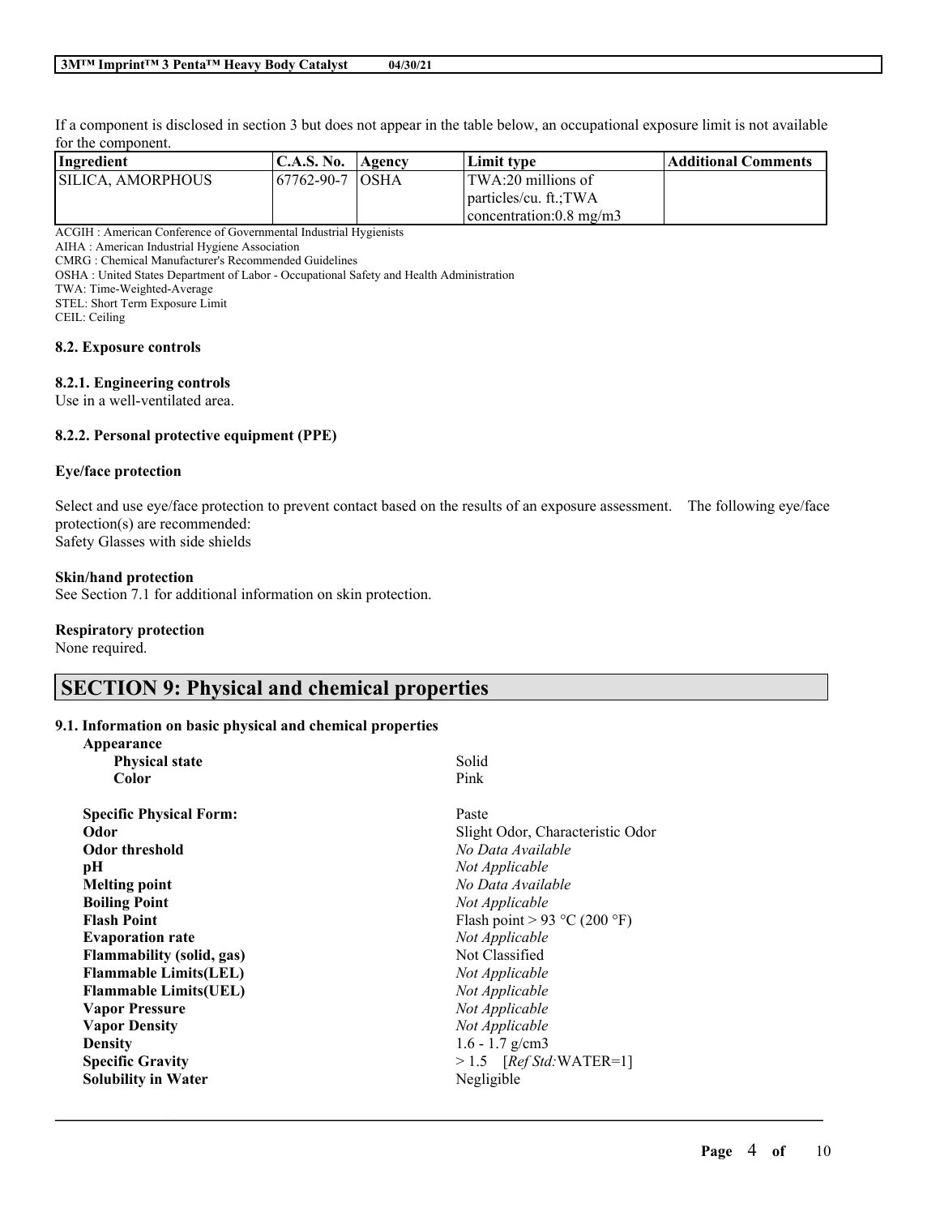If a component is disclosed in section 3 but does not appear in the table below, an occupational exposure limit is not available for the component.

| Ingredient | C.A.S. No. | Agency | Limit type | Additional Comments |
|---|---|---|---|---|
| SILICA, AMORPHOUS | 67762-90-7 | OSHA | TWA:20 millions of particles/cu. ft.;TWA concentration:0.8 mg/m3 | |

ACGIH : American Conference of Governmental Industrial Hygienists
AIHA : American Industrial Hygiene Association
CMRG : Chemical Manufacturer's Recommended Guidelines
OSHA : United States Department of Labor - Occupational Safety and Health Administration
TWA: Time-Weighted-Average
STEL: Short Term Exposure Limit
CEIL: Ceiling

### 8.2. Exposure controls

#### 8.2.1. Engineering controls

Use in a well-ventilated area.

#### 8.2.2. Personal protective equipment (PPE)

**Eye/face protection**

Select and use eye/face protection to prevent contact based on the results of an exposure assessment. The following eye/face protection(s) are recommended:
Safety Glasses with side shields

**Skin/hand protection**

See Section 7.1 for additional information on skin protection.

**Respiratory protection**

None required.

## SECTION 9: Physical and chemical properties

### 9.1. Information on basic physical and chemical properties

| | |
|---|---|
| **Appearance** | |
| **Physical state** | Solid |
| **Color** | Pink |
| **Specific Physical Form:** | Paste |
| **Odor** | Slight Odor, Characteristic Odor |
| **Odor threshold** | *No Data Available* |
| **pH** | *Not Applicable* |
| **Melting point** | *No Data Available* |
| **Boiling Point** | *Not Applicable* |
| **Flash Point** | Flash point > 93 °C (200 °F) |
| **Evaporation rate** | *Not Applicable* |
| **Flammability (solid, gas)** | Not Classified |
| **Flammable Limits(LEL)** | *Not Applicable* |
| **Flammable Limits(UEL)** | *Not Applicable* |
| **Vapor Pressure** | *Not Applicable* |
| **Vapor Density** | *Not Applicable* |
| **Density** | 1.6 - 1.7 g/cm3 |
| **Specific Gravity** | > 1.5 [*Ref Std:*WATER=1] |
| **Solubility in Water** | Negligible |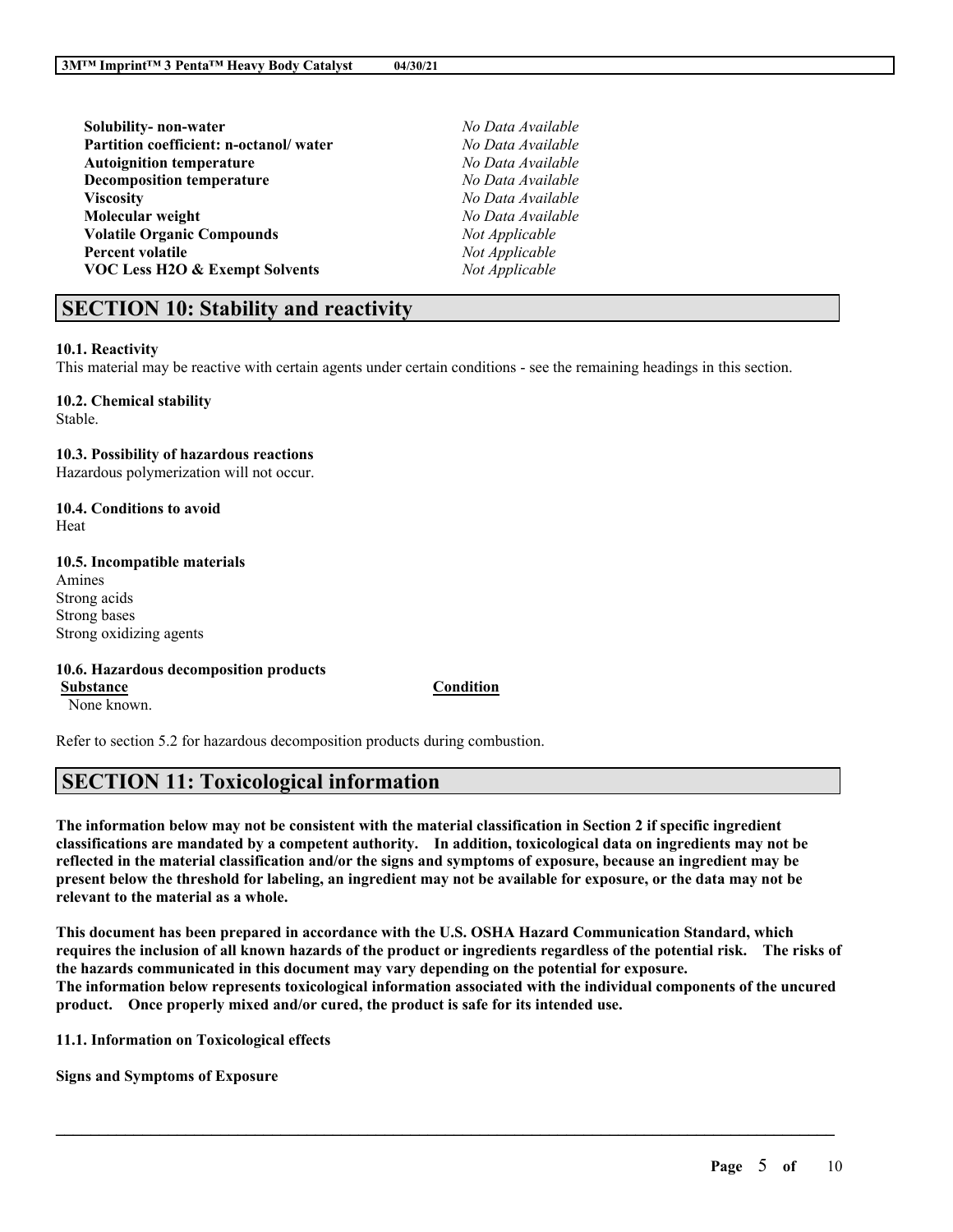| | |
|---|---|
| **Solubility- non-water** | *No Data Available* |
| **Partition coefficient: n-octanol/ water** | *No Data Available* |
| **Autoignition temperature** | *No Data Available* |
| **Decomposition temperature** | *No Data Available* |
| **Viscosity** | *No Data Available* |
| **Molecular weight** | *No Data Available* |
| **Volatile Organic Compounds** | *Not Applicable* |
| **Percent volatile** | *Not Applicable* |
| **VOC Less H2O & Exempt Solvents** | *Not Applicable* |

## SECTION 10: Stability and reactivity

**10.1. Reactivity**
This material may be reactive with certain agents under certain conditions - see the remaining headings in this section.

**10.2. Chemical stability**
Stable.

**10.3. Possibility of hazardous reactions**
Hazardous polymerization will not occur.

**10.4. Conditions to avoid**
Heat

**10.5. Incompatible materials**
Amines
Strong acids
Strong bases
Strong oxidizing agents

**10.6. Hazardous decomposition products**

| Substance | Condition |
|---|---|
| None known. | |

Refer to section 5.2 for hazardous decomposition products during combustion.

## SECTION 11: Toxicological information

**The information below may not be consistent with the material classification in Section 2 if specific ingredient classifications are mandated by a competent authority. In addition, toxicological data on ingredients may not be reflected in the material classification and/or the signs and symptoms of exposure, because an ingredient may be present below the threshold for labeling, an ingredient may not be available for exposure, or the data may not be relevant to the material as a whole.**

**This document has been prepared in accordance with the U.S. OSHA Hazard Communication Standard, which requires the inclusion of all known hazards of the product or ingredients regardless of the potential risk. The risks of the hazards communicated in this document may vary depending on the potential for exposure.**
**The information below represents toxicological information associated with the individual components of the uncured product. Once properly mixed and/or cured, the product is safe for its intended use.**

**11.1. Information on Toxicological effects**

**Signs and Symptoms of Exposure**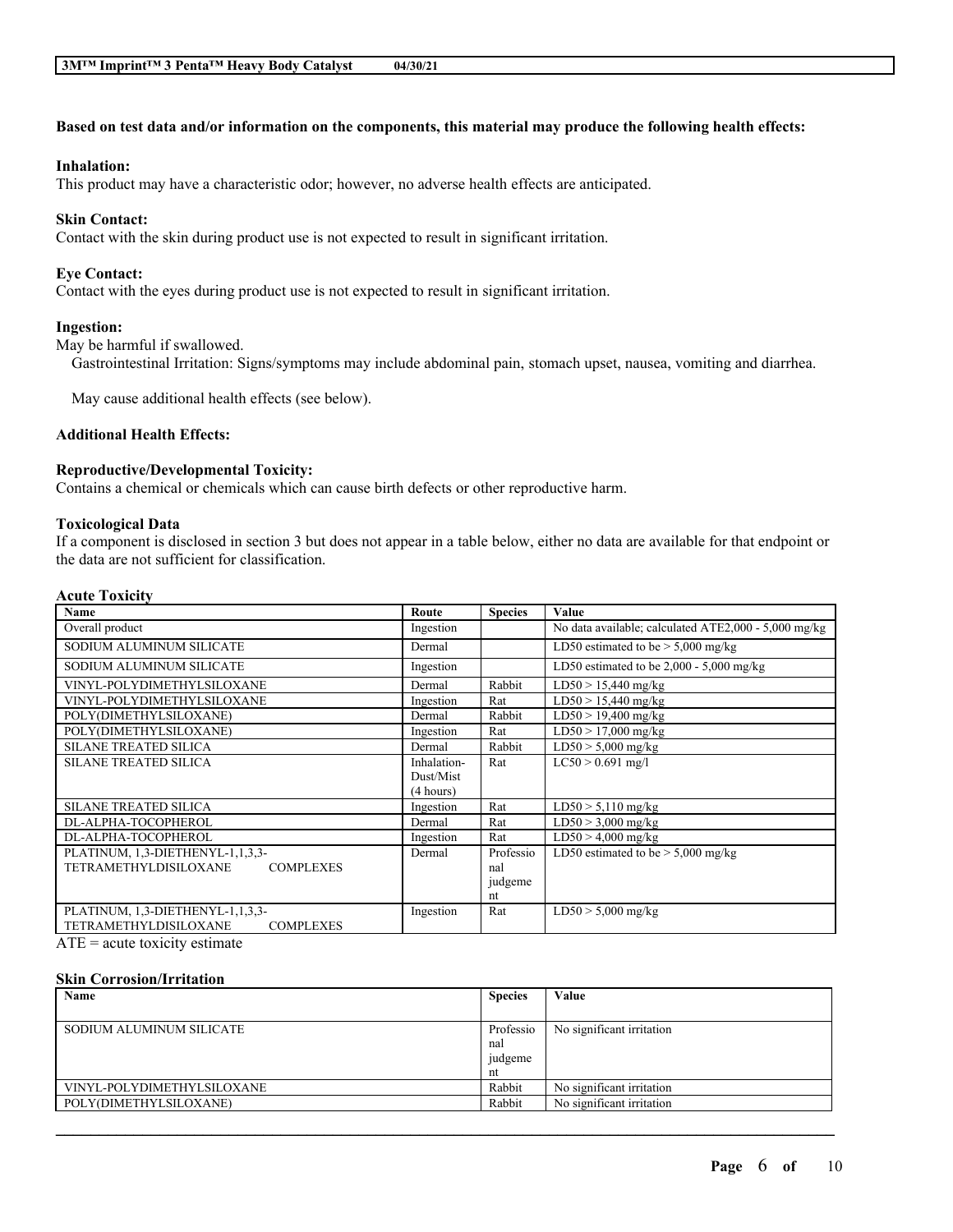**Based on test data and/or information on the components, this material may produce the following health effects:**

**Inhalation:**

This product may have a characteristic odor; however, no adverse health effects are anticipated.

**Skin Contact:**

Contact with the skin during product use is not expected to result in significant irritation.

**Eye Contact:**

Contact with the eyes during product use is not expected to result in significant irritation.

**Ingestion:**

May be harmful if swallowed.

Gastrointestinal Irritation: Signs/symptoms may include abdominal pain, stomach upset, nausea, vomiting and diarrhea.

May cause additional health effects (see below).

**Additional Health Effects:**

**Reproductive/Developmental Toxicity:**

Contains a chemical or chemicals which can cause birth defects or other reproductive harm.

**Toxicological Data**

If a component is disclosed in section 3 but does not appear in a table below, either no data are available for that endpoint or the data are not sufficient for classification.

**Acute Toxicity**

| Name | Route | Species | Value |
|---|---|---|---|
| Overall product | Ingestion | | No data available; calculated ATE2,000 - 5,000 mg/kg |
| SODIUM ALUMINUM SILICATE | Dermal | | LD50 estimated to be > 5,000 mg/kg |
| SODIUM ALUMINUM SILICATE | Ingestion | | LD50 estimated to be 2,000 - 5,000 mg/kg |
| VINYL-POLYDIMETHYLSILOXANE | Dermal | Rabbit | LD50 > 15,440 mg/kg |
| VINYL-POLYDIMETHYLSILOXANE | Ingestion | Rat | LD50 > 15,440 mg/kg |
| POLY(DIMETHYLSILOXANE) | Dermal | Rabbit | LD50 > 19,400 mg/kg |
| POLY(DIMETHYLSILOXANE) | Ingestion | Rat | LD50 > 17,000 mg/kg |
| SILANE TREATED SILICA | Dermal | Rabbit | LD50 > 5,000 mg/kg |
| SILANE TREATED SILICA | Inhalation-Dust/Mist (4 hours) | Rat | LC50 > 0.691 mg/l |
| SILANE TREATED SILICA | Ingestion | Rat | LD50 > 5,110 mg/kg |
| DL-ALPHA-TOCOPHEROL | Dermal | Rat | LD50 > 3,000 mg/kg |
| DL-ALPHA-TOCOPHEROL | Ingestion | Rat | LD50 > 4,000 mg/kg |
| PLATINUM, 1,3-DIETHENYL-1,1,3,3-TETRAMETHYLDISILOXANE COMPLEXES | Dermal | Professional judgement | LD50 estimated to be > 5,000 mg/kg |
| PLATINUM, 1,3-DIETHENYL-1,1,3,3-TETRAMETHYLDISILOXANE COMPLEXES | Ingestion | Rat | LD50 > 5,000 mg/kg |

ATE = acute toxicity estimate

**Skin Corrosion/Irritation**

| Name | Species | Value |
|---|---|---|
| SODIUM ALUMINUM SILICATE | Professional judgement | No significant irritation |
| VINYL-POLYDIMETHYLSILOXANE | Rabbit | No significant irritation |
| POLY(DIMETHYLSILOXANE) | Rabbit | No significant irritation |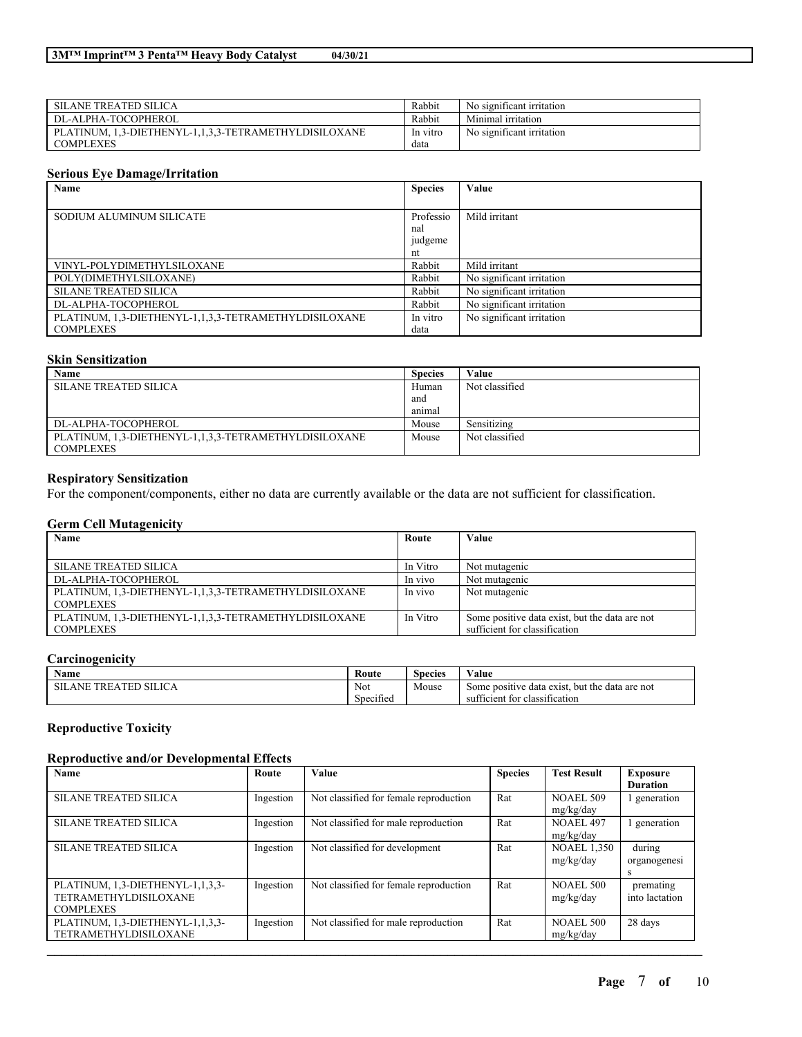| | | |
|---|---|---|
| SILANE TREATED SILICA | Rabbit | No significant irritation |
| DL-ALPHA-TOCOPHEROL | Rabbit | Minimal irritation |
| PLATINUM, 1,3-DIETHENYL-1,1,3,3-TETRAMETHYLDISILOXANE COMPLEXES | In vitro data | No significant irritation |

### Serious Eye Damage/Irritation

| Name | Species | Value |
|---|---|---|
| SODIUM ALUMINUM SILICATE | Professional judgement | Mild irritant |
| VINYL-POLYDIMETHYLSILOXANE | Rabbit | Mild irritant |
| POLY(DIMETHYLSILOXANE) | Rabbit | No significant irritation |
| SILANE TREATED SILICA | Rabbit | No significant irritation |
| DL-ALPHA-TOCOPHEROL | Rabbit | No significant irritation |
| PLATINUM, 1,3-DIETHENYL-1,1,3,3-TETRAMETHYLDISILOXANE COMPLEXES | In vitro data | No significant irritation |

### Skin Sensitization

| Name | Species | Value |
|---|---|---|
| SILANE TREATED SILICA | Human and animal | Not classified |
| DL-ALPHA-TOCOPHEROL | Mouse | Sensitizing |
| PLATINUM, 1,3-DIETHENYL-1,1,3,3-TETRAMETHYLDISILOXANE COMPLEXES | Mouse | Not classified |

### Respiratory Sensitization

For the component/components, either no data are currently available or the data are not sufficient for classification.

### Germ Cell Mutagenicity

| Name | Route | Value |
|---|---|---|
| SILANE TREATED SILICA | In Vitro | Not mutagenic |
| DL-ALPHA-TOCOPHEROL | In vivo | Not mutagenic |
| PLATINUM, 1,3-DIETHENYL-1,1,3,3-TETRAMETHYLDISILOXANE COMPLEXES | In vivo | Not mutagenic |
| PLATINUM, 1,3-DIETHENYL-1,1,3,3-TETRAMETHYLDISILOXANE COMPLEXES | In Vitro | Some positive data exist, but the data are not sufficient for classification |

### Carcinogenicity

| Name | Route | Species | Value |
|---|---|---|---|
| SILANE TREATED SILICA | Not Specified | Mouse | Some positive data exist, but the data are not sufficient for classification |

### Reproductive Toxicity

### Reproductive and/or Developmental Effects

| Name | Route | Value | Species | Test Result | Exposure Duration |
|---|---|---|---|---|---|
| SILANE TREATED SILICA | Ingestion | Not classified for female reproduction | Rat | NOAEL 509 mg/kg/day | 1 generation |
| SILANE TREATED SILICA | Ingestion | Not classified for male reproduction | Rat | NOAEL 497 mg/kg/day | 1 generation |
| SILANE TREATED SILICA | Ingestion | Not classified for development | Rat | NOAEL 1,350 mg/kg/day | during organogenesis |
| PLATINUM, 1,3-DIETHENYL-1,1,3,3-TETRAMETHYLDISILOXANE COMPLEXES | Ingestion | Not classified for female reproduction | Rat | NOAEL 500 mg/kg/day | premating into lactation |
| PLATINUM, 1,3-DIETHENYL-1,1,3,3-TETRAMETHYLDISILOXANE | Ingestion | Not classified for male reproduction | Rat | NOAEL 500 mg/kg/day | 28 days |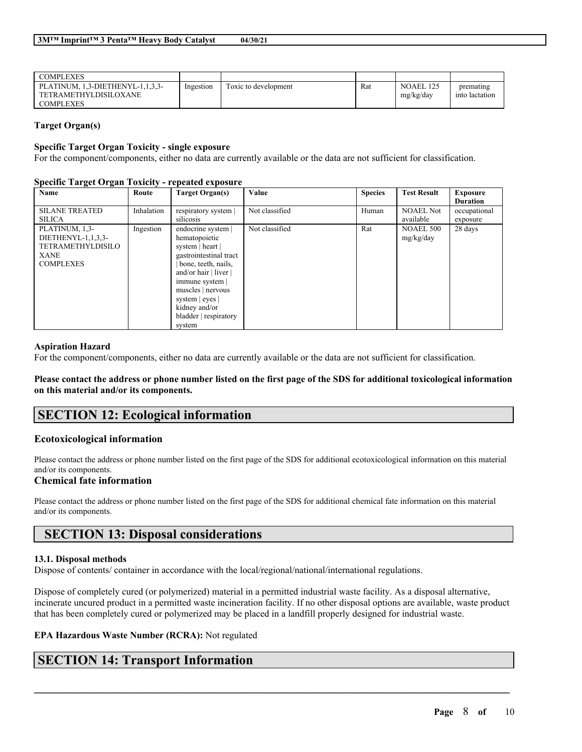| | | | | | |
|---|---|---|---|---|---|
| COMPLEXES | | | | | |
| PLATINUM, 1,3-DIETHENYL-1,1,3,3-TETRAMETHYLDISILOXANE COMPLEXES | Ingestion | Toxic to development | Rat | NOAEL 125 mg/kg/day | premating into lactation |

**Target Organ(s)**

**Specific Target Organ Toxicity - single exposure**

For the component/components, either no data are currently available or the data are not sufficient for classification.

**Specific Target Organ Toxicity - repeated exposure**

| Name | Route | Target Organ(s) | Value | Species | Test Result | Exposure Duration |
|---|---|---|---|---|---|---|
| SILANE TREATED SILICA | Inhalation | respiratory system \| silicosis | Not classified | Human | NOAEL Not available | occupational exposure |
| PLATINUM, 1,3-DIETHENYL-1,1,3,3-TETRAMETHYLDISILOXANE COMPLEXES | Ingestion | endocrine system \| hematopoietic system \| heart \| gastrointestinal tract \| bone, teeth, nails, and/or hair \| liver \| immune system \| muscles \| nervous system \| eyes \| kidney and/or bladder \| respiratory system | Not classified | Rat | NOAEL 500 mg/kg/day | 28 days |

**Aspiration Hazard**

For the component/components, either no data are currently available or the data are not sufficient for classification.

**Please contact the address or phone number listed on the first page of the SDS for additional toxicological information on this material and/or its components.**

## SECTION 12: Ecological information

### Ecotoxicological information

Please contact the address or phone number listed on the first page of the SDS for additional ecotoxicological information on this material and/or its components.

### Chemical fate information

Please contact the address or phone number listed on the first page of the SDS for additional chemical fate information on this material and/or its components.

## SECTION 13: Disposal considerations

**13.1. Disposal methods**

Dispose of contents/ container in accordance with the local/regional/national/international regulations.

Dispose of completely cured (or polymerized) material in a permitted industrial waste facility. As a disposal alternative, incinerate uncured product in a permitted waste incineration facility. If no other disposal options are available, waste product that has been completely cured or polymerized may be placed in a landfill properly designed for industrial waste.

**EPA Hazardous Waste Number (RCRA):** Not regulated

## SECTION 14: Transport Information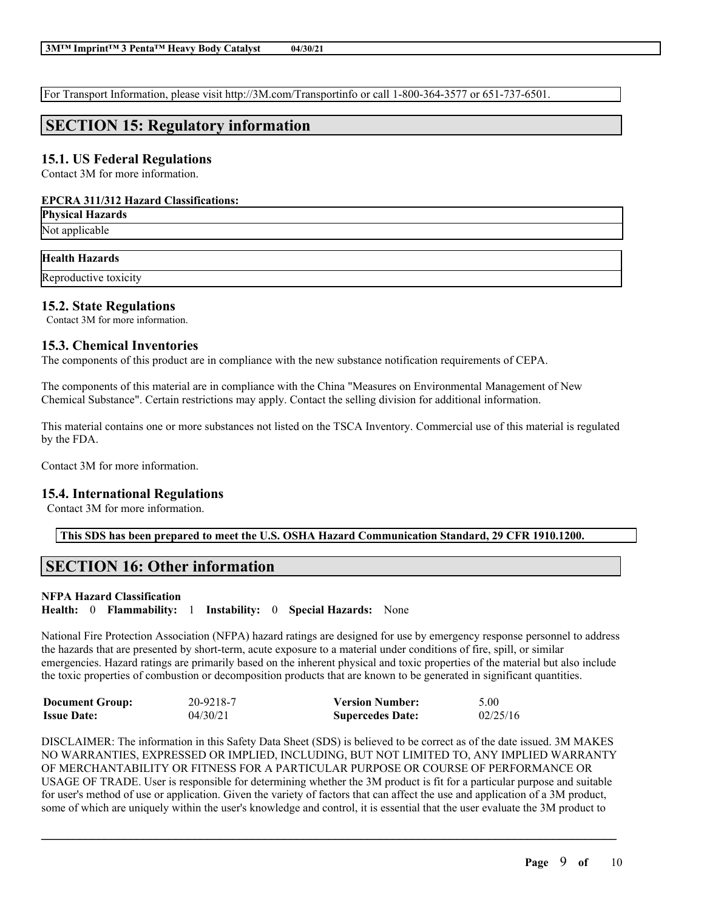For Transport Information, please visit http://3M.com/Transportinfo or call 1-800-364-3577 or 651-737-6501.

## SECTION 15: Regulatory information

### 15.1. US Federal Regulations

Contact 3M for more information.

**EPCRA 311/312 Hazard Classifications:**

| **Physical Hazards** |
| --- |
| Not applicable |

| **Health Hazards** |
| --- |
| Reproductive toxicity |

### 15.2. State Regulations

Contact 3M for more information.

### 15.3. Chemical Inventories

The components of this product are in compliance with the new substance notification requirements of CEPA.

The components of this material are in compliance with the China "Measures on Environmental Management of New Chemical Substance". Certain restrictions may apply. Contact the selling division for additional information.

This material contains one or more substances not listed on the TSCA Inventory. Commercial use of this material is regulated by the FDA.

Contact 3M for more information.

### 15.4. International Regulations

Contact 3M for more information.

**This SDS has been prepared to meet the U.S. OSHA Hazard Communication Standard, 29 CFR 1910.1200.**

## SECTION 16: Other information

**NFPA Hazard Classification**
**Health:** 0 **Flammability:** 1 **Instability:** 0 **Special Hazards:** None

National Fire Protection Association (NFPA) hazard ratings are designed for use by emergency response personnel to address the hazards that are presented by short-term, acute exposure to a material under conditions of fire, spill, or similar emergencies. Hazard ratings are primarily based on the inherent physical and toxic properties of the material but also include the toxic properties of combustion or decomposition products that are known to be generated in significant quantities.

| | | | |
| --- | --- | --- | --- |
| **Document Group:** | 20-9218-7 | **Version Number:** | 5.00 |
| **Issue Date:** | 04/30/21 | **Supercedes Date:** | 02/25/16 |

DISCLAIMER: The information in this Safety Data Sheet (SDS) is believed to be correct as of the date issued. 3M MAKES NO WARRANTIES, EXPRESSED OR IMPLIED, INCLUDING, BUT NOT LIMITED TO, ANY IMPLIED WARRANTY OF MERCHANTABILITY OR FITNESS FOR A PARTICULAR PURPOSE OR COURSE OF PERFORMANCE OR USAGE OF TRADE. User is responsible for determining whether the 3M product is fit for a particular purpose and suitable for user's method of use or application. Given the variety of factors that can affect the use and application of a 3M product, some of which are uniquely within the user's knowledge and control, it is essential that the user evaluate the 3M product to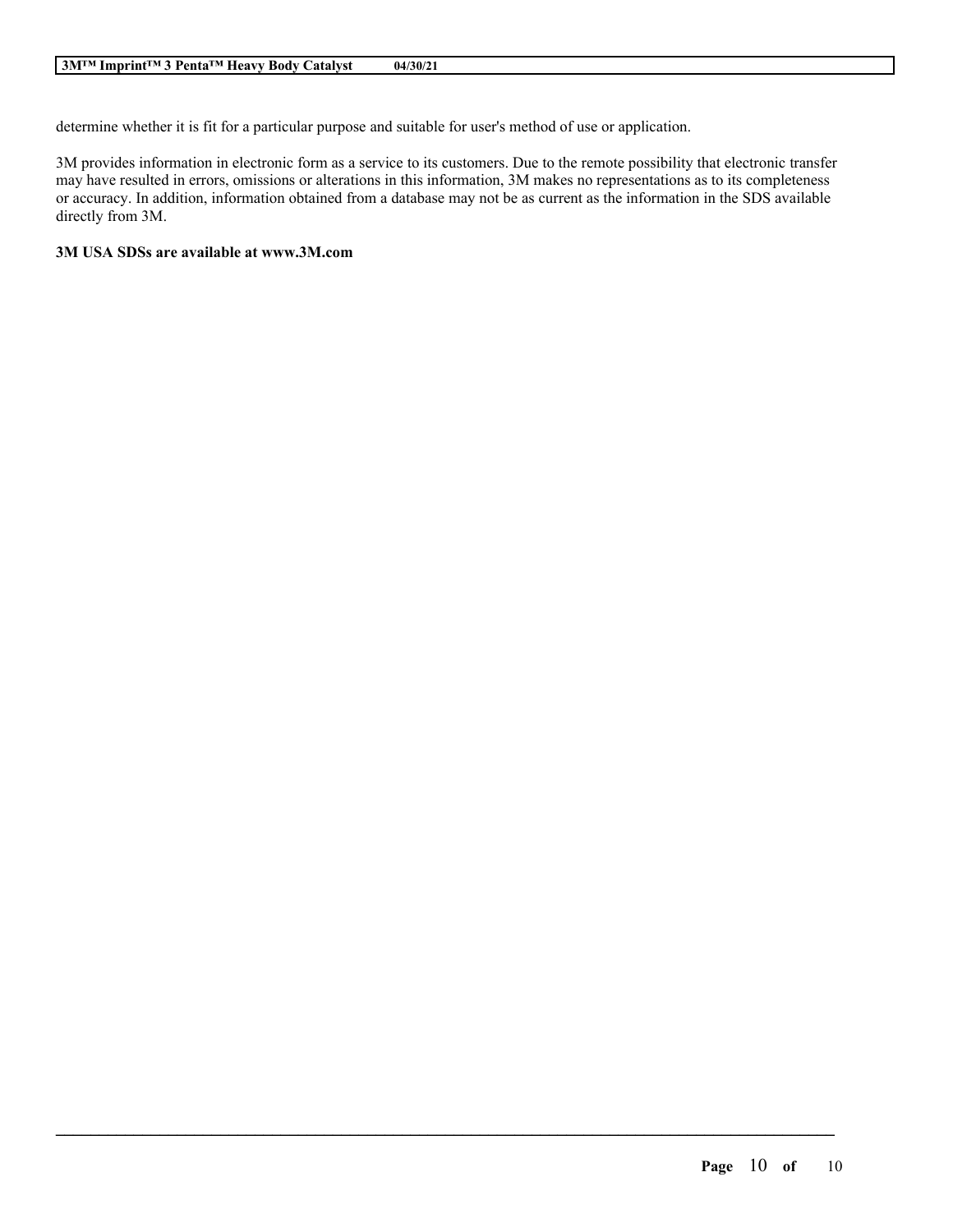determine whether it is fit for a particular purpose and suitable for user's method of use or application.

3M provides information in electronic form as a service to its customers. Due to the remote possibility that electronic transfer may have resulted in errors, omissions or alterations in this information, 3M makes no representations as to its completeness or accuracy. In addition, information obtained from a database may not be as current as the information in the SDS available directly from 3M.

**3M USA SDSs are available at www.3M.com**